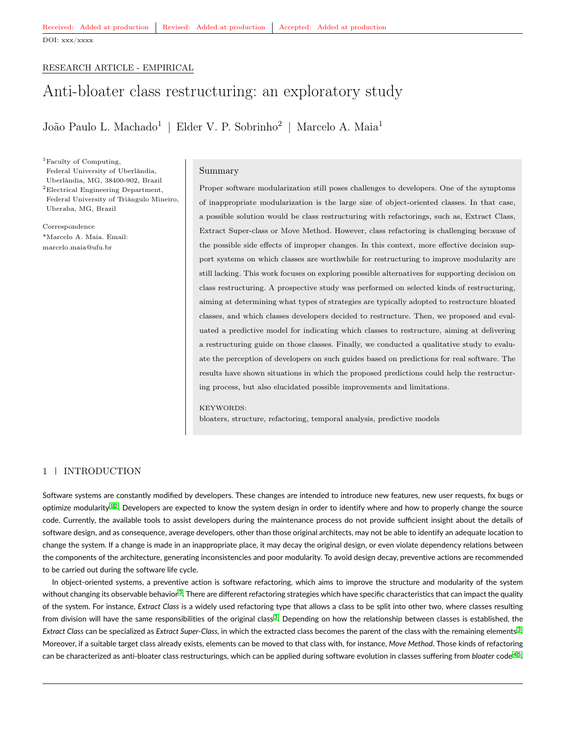Received: Added at production | Revised: Added at production | Accepted: Added at production

DOI: xxx/xxxx

RESEARCH ARTICLE - EMPIRICAL

# Anti-bloater class restructuring: an exploratory study

João Paulo L. Machado[1] | Elder V. P. Sobrinho[2] | Marcelo A. Maia[1]

[1]Faculty of Computing, Federal University of Uberlândia, Uberlândia, MG, 38400-902, Brazil

[2]Electrical Engineering Department, Federal University of Triângulo Mineiro, Uberaba, MG, Brazil

Correspondence
*Marcelo A. Maia. Email: marcelo.maia@ufu.br

## Summary

Proper software modularization still poses challenges to developers. One of the symptoms of inappropriate modularization is the large size of object-oriented classes. In that case, a possible solution would be class restructuring with refactorings, such as, Extract Class, Extract Super-class or Move Method. However, class refactoring is challenging because of the possible side effects of improper changes. In this context, more effective decision support systems on which classes are worthwhile for restructuring to improve modularity are still lacking. This work focuses on exploring possible alternatives for supporting decision on class restructuring. A prospective study was performed on selected kinds of restructuring, aiming at determining what types of strategies are typically adopted to restructure bloated classes, and which classes developers decided to restructure. Then, we proposed and evaluated a predictive model for indicating which classes to restructure, aiming at delivering a restructuring guide on those classes. Finally, we conducted a qualitative study to evaluate the perception of developers on such guides based on predictions for real software. The results have shown situations in which the proposed predictions could help the restructuring process, but also elucidated possible improvements and limitations.

KEYWORDS:
bloaters, structure, refactoring, temporal analysis, predictive models

## 1 | INTRODUCTION

Software systems are constantly modified by developers. These changes are intended to introduce new features, new user requests, fix bugs or optimize modularity[1,2]. Developers are expected to know the system design in order to identify where and how to properly change the source code. Currently, the available tools to assist developers during the maintenance process do not provide sufficient insight about the details of software design, and as consequence, average developers, other than those original architects, may not be able to identify an adequate location to change the system. If a change is made in an inappropriate place, it may decay the original design, or even violate dependency relations between the components of the architecture, generating inconsistencies and poor modularity. To avoid design decay, preventive actions are recommended to be carried out during the software life cycle.

In object-oriented systems, a preventive action is software refactoring, which aims to improve the structure and modularity of the system without changing its observable behavior[3]. There are different refactoring strategies which have specific characteristics that can impact the quality of the system. For instance, *Extract Class* is a widely used refactoring type that allows a class to be split into other two, where classes resulting from division will have the same responsibilities of the original class[3]. Depending on how the relationship between classes is established, the *Extract Class* can be specialized as *Extract Super-Class*, in which the extracted class becomes the parent of the class with the remaining elements[3]. Moreover, if a suitable target class already exists, elements can be moved to that class with, for instance, *Move Method*. Those kinds of refactoring can be characterized as anti-bloater class restructurings, which can be applied during software evolution in classes suffering from *bloater* code[4,5].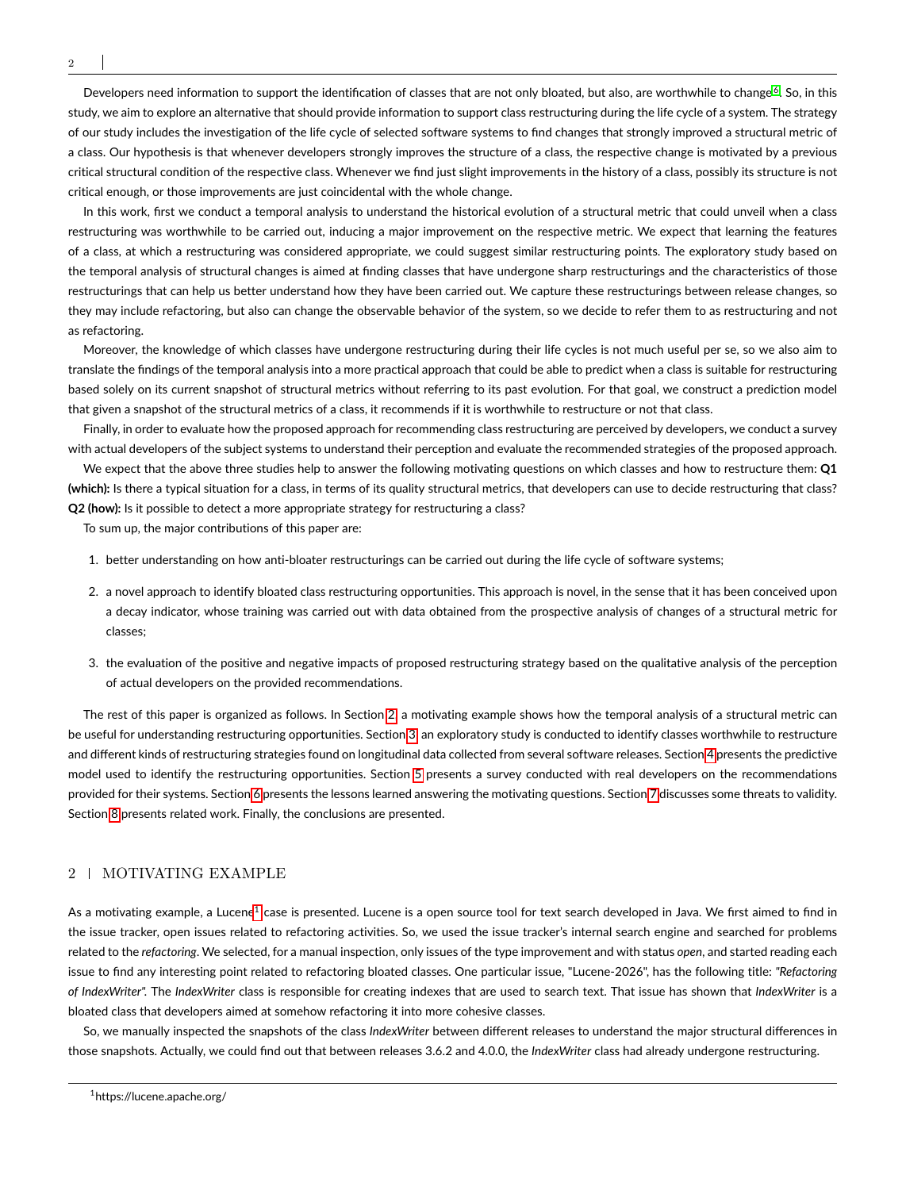Developers need information to support the identification of classes that are not only bloated, but also, are worthwhile to change[6]. So, in this study, we aim to explore an alternative that should provide information to support class restructuring during the life cycle of a system. The strategy of our study includes the investigation of the life cycle of selected software systems to find changes that strongly improved a structural metric of a class. Our hypothesis is that whenever developers strongly improves the structure of a class, the respective change is motivated by a previous critical structural condition of the respective class. Whenever we find just slight improvements in the history of a class, possibly its structure is not critical enough, or those improvements are just coincidental with the whole change.

In this work, first we conduct a temporal analysis to understand the historical evolution of a structural metric that could unveil when a class restructuring was worthwhile to be carried out, inducing a major improvement on the respective metric. We expect that learning the features of a class, at which a restructuring was considered appropriate, we could suggest similar restructuring points. The exploratory study based on the temporal analysis of structural changes is aimed at finding classes that have undergone sharp restructurings and the characteristics of those restructurings that can help us better understand how they have been carried out. We capture these restructurings between release changes, so they may include refactoring, but also can change the observable behavior of the system, so we decide to refer them to as restructuring and not as refactoring.

Moreover, the knowledge of which classes have undergone restructuring during their life cycles is not much useful per se, so we also aim to translate the findings of the temporal analysis into a more practical approach that could be able to predict when a class is suitable for restructuring based solely on its current snapshot of structural metrics without referring to its past evolution. For that goal, we construct a prediction model that given a snapshot of the structural metrics of a class, it recommends if it is worthwhile to restructure or not that class.

Finally, in order to evaluate how the proposed approach for recommending class restructuring are perceived by developers, we conduct a survey with actual developers of the subject systems to understand their perception and evaluate the recommended strategies of the proposed approach.

We expect that the above three studies help to answer the following motivating questions on which classes and how to restructure them: **Q1 (which):** Is there a typical situation for a class, in terms of its quality structural metrics, that developers can use to decide restructuring that class? **Q2 (how):** Is it possible to detect a more appropriate strategy for restructuring a class?

To sum up, the major contributions of this paper are:

1. better understanding on how anti-bloater restructurings can be carried out during the life cycle of software systems;
2. a novel approach to identify bloated class restructuring opportunities. This approach is novel, in the sense that it has been conceived upon a decay indicator, whose training was carried out with data obtained from the prospective analysis of changes of a structural metric for classes;
3. the evaluation of the positive and negative impacts of proposed restructuring strategy based on the qualitative analysis of the perception of actual developers on the provided recommendations.

The rest of this paper is organized as follows. In Section 2 a motivating example shows how the temporal analysis of a structural metric can be useful for understanding restructuring opportunities. Section 3 an exploratory study is conducted to identify classes worthwhile to restructure and different kinds of restructuring strategies found on longitudinal data collected from several software releases. Section 4 presents the predictive model used to identify the restructuring opportunities. Section 5 presents a survey conducted with real developers on the recommendations provided for their systems. Section 6 presents the lessons learned answering the motivating questions. Section 7 discusses some threats to validity. Section 8 presents related work. Finally, the conclusions are presented.

## 2 | MOTIVATING EXAMPLE

As a motivating example, a Lucene[1] case is presented. Lucene is a open source tool for text search developed in Java. We first aimed to find in the issue tracker, open issues related to refactoring activities. So, we used the issue tracker's internal search engine and searched for problems related to the *refactoring*. We selected, for a manual inspection, only issues of the type improvement and with status *open*, and started reading each issue to find any interesting point related to refactoring bloated classes. One particular issue, "Lucene-2026", has the following title: *"Refactoring of IndexWriter"*. The *IndexWriter* class is responsible for creating indexes that are used to search text. That issue has shown that *IndexWriter* is a bloated class that developers aimed at somehow refactoring it into more cohesive classes.

So, we manually inspected the snapshots of the class *IndexWriter* between different releases to understand the major structural differences in those snapshots. Actually, we could find out that between releases 3.6.2 and 4.0.0, the *IndexWriter* class had already undergone restructuring.

[1] https://lucene.apache.org/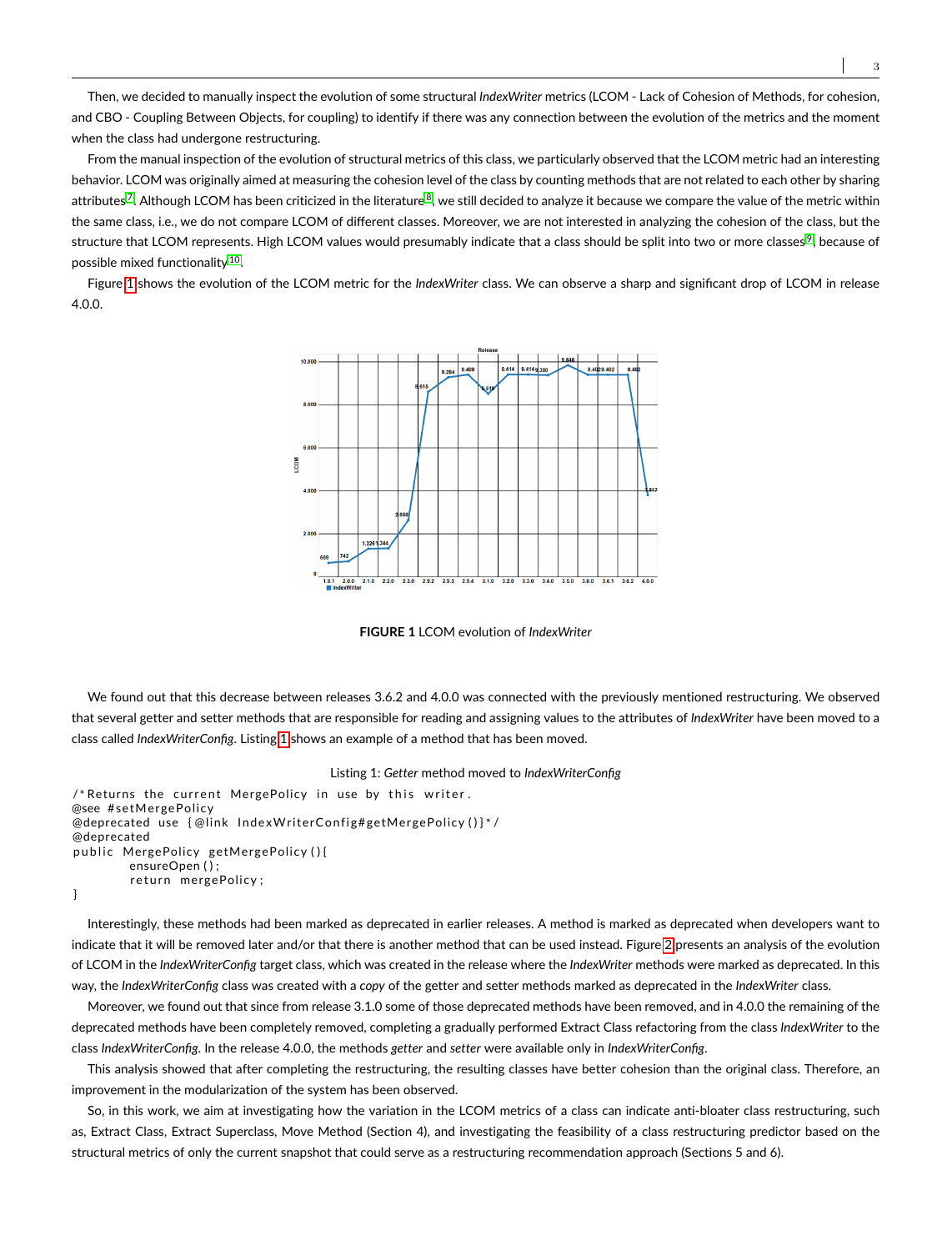Then, we decided to manually inspect the evolution of some structural *IndexWriter* metrics (LCOM - Lack of Cohesion of Methods, for cohesion, and CBO - Coupling Between Objects, for coupling) to identify if there was any connection between the evolution of the metrics and the moment when the class had undergone restructuring.

From the manual inspection of the evolution of structural metrics of this class, we particularly observed that the LCOM metric had an interesting behavior. LCOM was originally aimed at measuring the cohesion level of the class by counting methods that are not related to each other by sharing attributes[7]. Although LCOM has been criticized in the literature[8], we still decided to analyze it because we compare the value of the metric within the same class, i.e., we do not compare LCOM of different classes. Moreover, we are not interested in analyzing the cohesion of the class, but the structure that LCOM represents. High LCOM values would presumably indicate that a class should be split into two or more classes[9], because of possible mixed functionality[10].

Figure 1 shows the evolution of the LCOM metric for the *IndexWriter* class. We can observe a sharp and significant drop of LCOM in release 4.0.0.

**FIGURE 1** LCOM evolution of *IndexWriter*

We found out that this decrease between releases 3.6.2 and 4.0.0 was connected with the previously mentioned restructuring. We observed that several getter and setter methods that are responsible for reading and assigning values to the attributes of *IndexWriter* have been moved to a class called *IndexWriterConfig*. Listing 1 shows an example of a method that has been moved.

Listing 1: *Getter* method moved to *IndexWriterConfig*

```
/*Returns the current MergePolicy in use by this writer.
@see #setMergePolicy
@deprecated use {@link IndexWriterConfig#getMergePolicy()}*/
@deprecated
public MergePolicy getMergePolicy(){
        ensureOpen();
        return mergePolicy;
}
```

Interestingly, these methods had been marked as deprecated in earlier releases. A method is marked as deprecated when developers want to indicate that it will be removed later and/or that there is another method that can be used instead. Figure 2 presents an analysis of the evolution of LCOM in the *IndexWriterConfig* target class, which was created in the release where the *IndexWriter* methods were marked as deprecated. In this way, the *IndexWriterConfig* class was created with a *copy* of the getter and setter methods marked as deprecated in the *IndexWriter* class.

Moreover, we found out that since from release 3.1.0 some of those deprecated methods have been removed, and in 4.0.0 the remaining of the deprecated methods have been completely removed, completing a gradually performed Extract Class refactoring from the class *IndexWriter* to the class *IndexWriterConfig*. In the release 4.0.0, the methods *getter* and *setter* were available only in *IndexWriterConfig*.

This analysis showed that after completing the restructuring, the resulting classes have better cohesion than the original class. Therefore, an improvement in the modularization of the system has been observed.

So, in this work, we aim at investigating how the variation in the LCOM metrics of a class can indicate anti-bloater class restructuring, such as, Extract Class, Extract Superclass, Move Method (Section 4), and investigating the feasibility of a class restructuring predictor based on the structural metrics of only the current snapshot that could serve as a restructuring recommendation approach (Sections 5 and 6).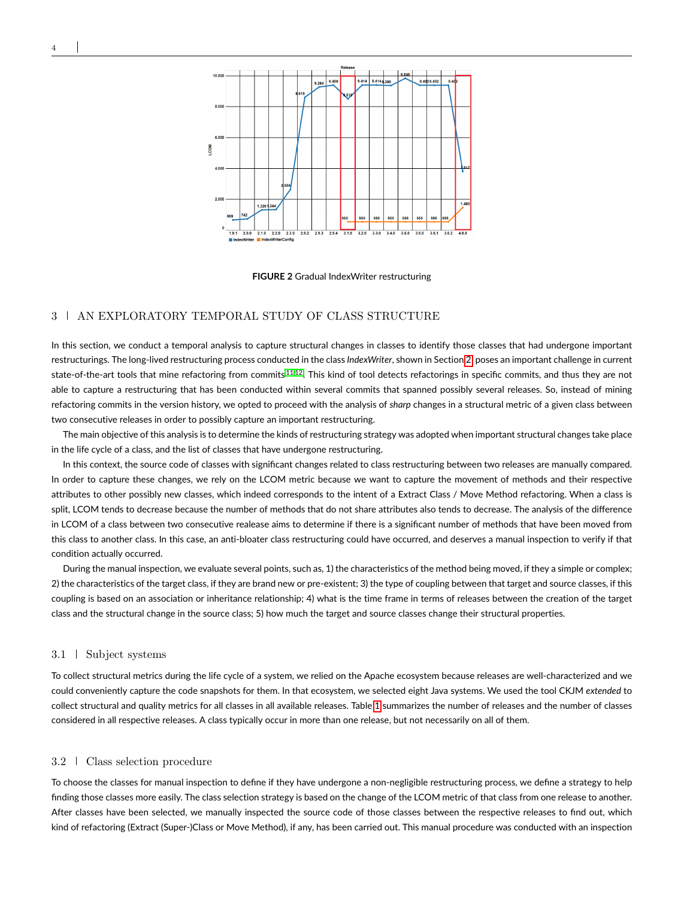**FIGURE 2** Gradual IndexWriter restructuring

## 3 | AN EXPLORATORY TEMPORAL STUDY OF CLASS STRUCTURE

In this section, we conduct a temporal analysis to capture structural changes in classes to identify those classes that had undergone important restructurings. The long-lived restructuring process conducted in the class *IndexWriter*, shown in Section 2, poses an important challenge in current state-of-the-art tools that mine refactoring from commits[11,12]. This kind of tool detects refactorings in specific commits, and thus they are not able to capture a restructuring that has been conducted within several commits that spanned possibly several releases. So, instead of mining refactoring commits in the version history, we opted to proceed with the analysis of *sharp* changes in a structural metric of a given class between two consecutive releases in order to possibly capture an important restructuring.

The main objective of this analysis is to determine the kinds of restructuring strategy was adopted when important structural changes take place in the life cycle of a class, and the list of classes that have undergone restructuring.

In this context, the source code of classes with significant changes related to class restructuring between two releases are manually compared. In order to capture these changes, we rely on the LCOM metric because we want to capture the movement of methods and their respective attributes to other possibly new classes, which indeed corresponds to the intent of a Extract Class / Move Method refactoring. When a class is split, LCOM tends to decrease because the number of methods that do not share attributes also tends to decrease. The analysis of the difference in LCOM of a class between two consecutive realease aims to determine if there is a significant number of methods that have been moved from this class to another class. In this case, an anti-bloater class restructuring could have occurred, and deserves a manual inspection to verify if that condition actually occurred.

During the manual inspection, we evaluate several points, such as, 1) the characteristics of the method being moved, if they a simple or complex; 2) the characteristics of the target class, if they are brand new or pre-existent; 3) the type of coupling between that target and source classes, if this coupling is based on an association or inheritance relationship; 4) what is the time frame in terms of releases between the creation of the target class and the structural change in the source class; 5) how much the target and source classes change their structural properties.

### 3.1 | Subject systems

To collect structural metrics during the life cycle of a system, we relied on the Apache ecosystem because releases are well-characterized and we could conveniently capture the code snapshots for them. In that ecosystem, we selected eight Java systems. We used the tool CKJM *extended* to collect structural and quality metrics for all classes in all available releases. Table 1 summarizes the number of releases and the number of classes considered in all respective releases. A class typically occur in more than one release, but not necessarily on all of them.

### 3.2 | Class selection procedure

To choose the classes for manual inspection to define if they have undergone a non-negligible restructuring process, we define a strategy to help finding those classes more easily. The class selection strategy is based on the change of the LCOM metric of that class from one release to another. After classes have been selected, we manually inspected the source code of those classes between the respective releases to find out, which kind of refactoring (Extract (Super-)Class or Move Method), if any, has been carried out. This manual procedure was conducted with an inspection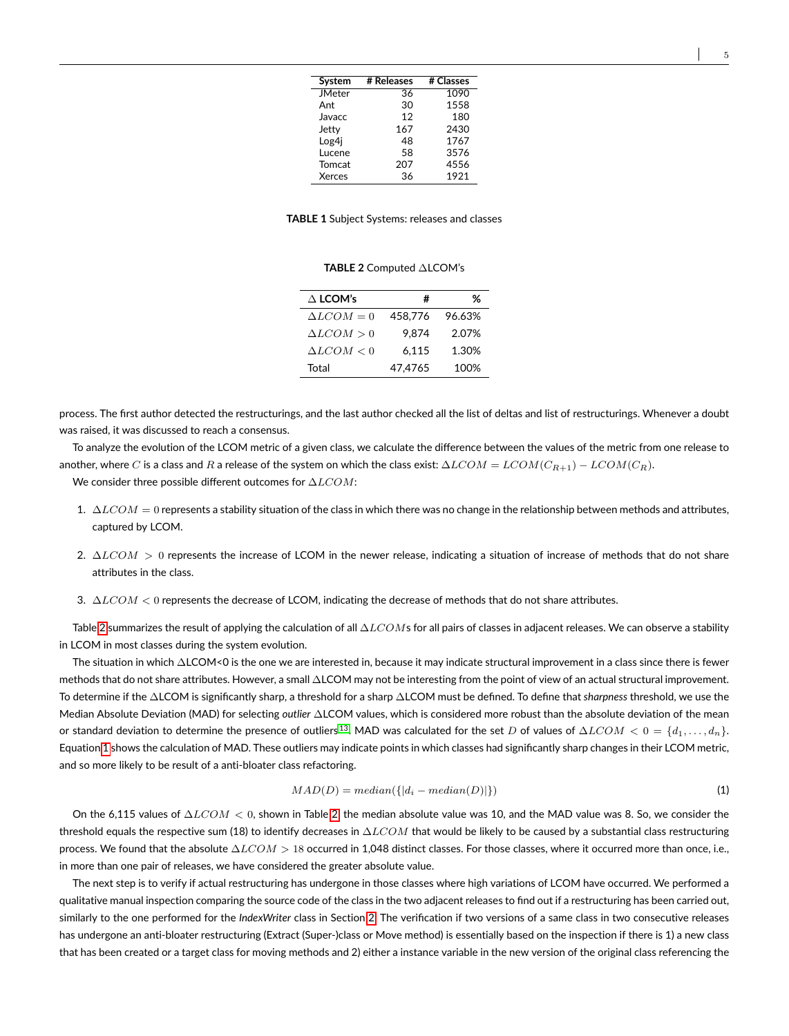| System | # Releases | # Classes |
|---|---|---|
| JMeter | 36 | 1090 |
| Ant | 30 | 1558 |
| Javacc | 12 | 180 |
| Jetty | 167 | 2430 |
| Log4j | 48 | 1767 |
| Lucene | 58 | 3576 |
| Tomcat | 207 | 4556 |
| Xerces | 36 | 1921 |

**TABLE 1** Subject Systems: releases and classes

**TABLE 2** Computed ΔLCOM's

| Δ LCOM's | # | % |
|---|---|---|
| $\Delta LCOM = 0$ | 458,776 | 96.63% |
| $\Delta LCOM > 0$ | 9,874 | 2.07% |
| $\Delta LCOM < 0$ | 6,115 | 1.30% |
| Total | 47,4765 | 100% |

process. The first author detected the restructurings, and the last author checked all the list of deltas and list of restructurings. Whenever a doubt was raised, it was discussed to reach a consensus.

To analyze the evolution of the LCOM metric of a given class, we calculate the difference between the values of the metric from one release to another, where $C$ is a class and $R$ a release of the system on which the class exist: $\Delta LCOM = LCOM(C_{R+1}) - LCOM(C_R)$.

We consider three possible different outcomes for $\Delta LCOM$:

1. $\Delta LCOM = 0$ represents a stability situation of the class in which there was no change in the relationship between methods and attributes, captured by LCOM.
2. $\Delta LCOM > 0$ represents the increase of LCOM in the newer release, indicating a situation of increase of methods that do not share attributes in the class.
3. $\Delta LCOM < 0$ represents the decrease of LCOM, indicating the decrease of methods that do not share attributes.

Table 2 summarizes the result of applying the calculation of all $\Delta LCOM$s for all pairs of classes in adjacent releases. We can observe a stability in LCOM in most classes during the system evolution.

The situation in which ΔLCOM<0 is the one we are interested in, because it may indicate structural improvement in a class since there is fewer methods that do not share attributes. However, a small ΔLCOM may not be interesting from the point of view of an actual structural improvement. To determine if the ΔLCOM is significantly sharp, a threshold for a sharp ΔLCOM must be defined. To define that *sharpness* threshold, we use the Median Absolute Deviation (MAD) for selecting *outlier* ΔLCOM values, which is considered more robust than the absolute deviation of the mean or standard deviation to determine the presence of outliers[13]. MAD was calculated for the set $D$ of values of $\Delta LCOM < 0 = \{d_1, \ldots, d_n\}$. Equation 1 shows the calculation of MAD. These outliers may indicate points in which classes had significantly sharp changes in their LCOM metric, and so more likely to be result of a anti-bloater class refactoring.

$$MAD(D) = median(\{|d_i - median(D)|\}) \tag{1}$$

On the 6,115 values of $\Delta LCOM < 0$, shown in Table 2, the median absolute value was 10, and the MAD value was 8. So, we consider the threshold equals the respective sum (18) to identify decreases in $\Delta LCOM$ that would be likely to be caused by a substantial class restructuring process. We found that the absolute $\Delta LCOM > 18$ occurred in 1,048 distinct classes. For those classes, where it occurred more than once, i.e., in more than one pair of releases, we have considered the greater absolute value.

The next step is to verify if actual restructuring has undergone in those classes where high variations of LCOM have occurred. We performed a qualitative manual inspection comparing the source code of the class in the two adjacent releases to find out if a restructuring has been carried out, similarly to the one performed for the *IndexWriter* class in Section 2. The verification if two versions of a same class in two consecutive releases has undergone an anti-bloater restructuring (Extract (Super-)class or Move method) is essentially based on the inspection if there is 1) a new class that has been created or a target class for moving methods and 2) either a instance variable in the new version of the original class referencing the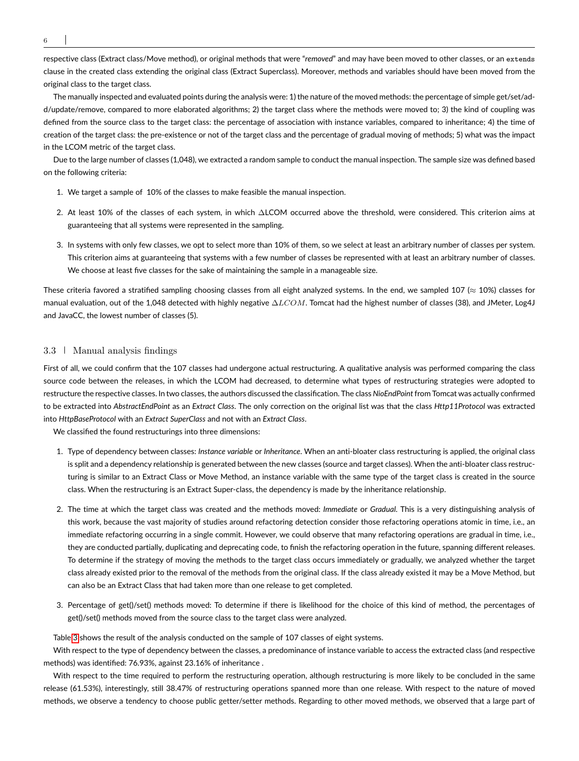respective class (Extract class/Move method), or original methods that were "*removed*" and may have been moved to other classes, or an `extends` clause in the created class extending the original class (Extract Superclass). Moreover, methods and variables should have been moved from the original class to the target class.

The manually inspected and evaluated points during the analysis were: 1) the nature of the moved methods: the percentage of simple get/set/add/update/remove, compared to more elaborated algorithms; 2) the target class where the methods were moved to; 3) the kind of coupling was defined from the source class to the target class: the percentage of association with instance variables, compared to inheritance; 4) the time of creation of the target class: the pre-existence or not of the target class and the percentage of gradual moving of methods; 5) what was the impact in the LCOM metric of the target class.

Due to the large number of classes (1,048), we extracted a random sample to conduct the manual inspection. The sample size was defined based on the following criteria:

1. We target a sample of 10% of the classes to make feasible the manual inspection.
2. At least 10% of the classes of each system, in which ΔLCOM occurred above the threshold, were considered. This criterion aims at guaranteeing that all systems were represented in the sampling.
3. In systems with only few classes, we opt to select more than 10% of them, so we select at least an arbitrary number of classes per system. This criterion aims at guaranteeing that systems with a few number of classes be represented with at least an arbitrary number of classes. We choose at least five classes for the sake of maintaining the sample in a manageable size.

These criteria favored a stratified sampling choosing classes from all eight analyzed systems. In the end, we sampled 107 ($\approx$ 10%) classes for manual evaluation, out of the 1,048 detected with highly negative $\Delta LCOM$. Tomcat had the highest number of classes (38), and JMeter, Log4J and JavaCC, the lowest number of classes (5).

## 3.3 | Manual analysis findings

First of all, we could confirm that the 107 classes had undergone actual restructuring. A qualitative analysis was performed comparing the class source code between the releases, in which the LCOM had decreased, to determine what types of restructuring strategies were adopted to restructure the respective classes. In two classes, the authors discussed the classification. The class *NioEndPoint* from Tomcat was actually confirmed to be extracted into *AbstractEndPoint* as an *Extract Class*. The only correction on the original list was that the class *Http11Protocol* was extracted into *HttpBaseProtocol* with an *Extract SuperClass* and not with an *Extract Class*.

We classified the found restructurings into three dimensions:

1. Type of dependency between classes: *Instance variable* or *Inheritance*. When an anti-bloater class restructuring is applied, the original class is split and a dependency relationship is generated between the new classes (source and target classes). When the anti-bloater class restructuring is similar to an Extract Class or Move Method, an instance variable with the same type of the target class is created in the source class. When the restructuring is an Extract Super-class, the dependency is made by the inheritance relationship.
2. The time at which the target class was created and the methods moved: *Immediate* or *Gradual*. This is a very distinguishing analysis of this work, because the vast majority of studies around refactoring detection consider those refactoring operations atomic in time, i.e., an immediate refactoring occurring in a single commit. However, we could observe that many refactoring operations are gradual in time, i.e., they are conducted partially, duplicating and deprecating code, to finish the refactoring operation in the future, spanning different releases. To determine if the strategy of moving the methods to the target class occurs immediately or gradually, we analyzed whether the target class already existed prior to the removal of the methods from the original class. If the class already existed it may be a Move Method, but can also be an Extract Class that had taken more than one release to get completed.
3. Percentage of get()/set() methods moved: To determine if there is likelihood for the choice of this kind of method, the percentages of get()/set() methods moved from the source class to the target class were analyzed.

Table 3 shows the result of the analysis conducted on the sample of 107 classes of eight systems.

With respect to the type of dependency between the classes, a predominance of instance variable to access the extracted class (and respective methods) was identified: 76.93%, against 23.16% of inheritance .

With respect to the time required to perform the restructuring operation, although restructuring is more likely to be concluded in the same release (61.53%), interestingly, still 38.47% of restructuring operations spanned more than one release. With respect to the nature of moved methods, we observe a tendency to choose public getter/setter methods. Regarding to other moved methods, we observed that a large part of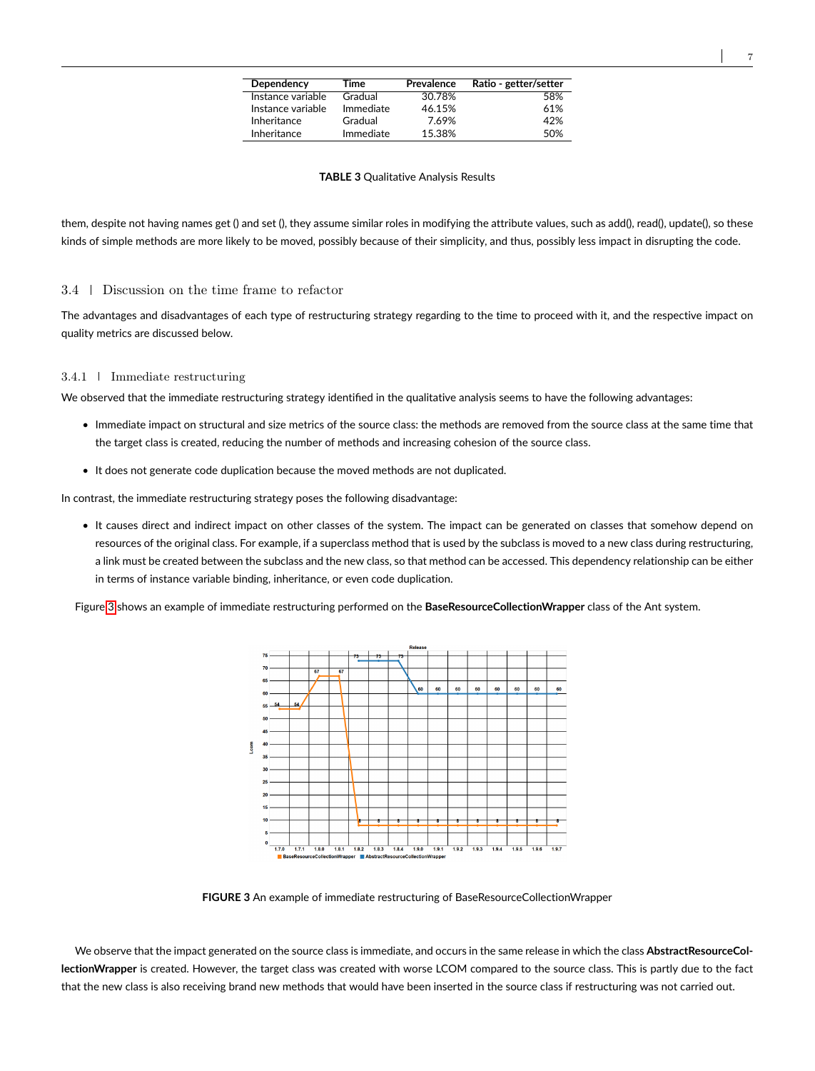| Dependency | Time | Prevalence | Ratio - getter/setter |
|---|---|---|---|
| Instance variable | Gradual | 30.78% | 58% |
| Instance variable | Immediate | 46.15% | 61% |
| Inheritance | Gradual | 7.69% | 42% |
| Inheritance | Immediate | 15.38% | 50% |

**TABLE 3** Qualitative Analysis Results

them, despite not having names get () and set (), they assume similar roles in modifying the attribute values, such as add(), read(), update(), so these kinds of simple methods are more likely to be moved, possibly because of their simplicity, and thus, possibly less impact in disrupting the code.

## 3.4 | Discussion on the time frame to refactor

The advantages and disadvantages of each type of restructuring strategy regarding to the time to proceed with it, and the respective impact on quality metrics are discussed below.

### 3.4.1 | Immediate restructuring

We observed that the immediate restructuring strategy identified in the qualitative analysis seems to have the following advantages:

- Immediate impact on structural and size metrics of the source class: the methods are removed from the source class at the same time that the target class is created, reducing the number of methods and increasing cohesion of the source class.
- It does not generate code duplication because the moved methods are not duplicated.

In contrast, the immediate restructuring strategy poses the following disadvantage:

- It causes direct and indirect impact on other classes of the system. The impact can be generated on classes that somehow depend on resources of the original class. For example, if a superclass method that is used by the subclass is moved to a new class during restructuring, a link must be created between the subclass and the new class, so that method can be accessed. This dependency relationship can be either in terms of instance variable binding, inheritance, or even code duplication.

Figure 3 shows an example of immediate restructuring performed on the **BaseResourceCollectionWrapper** class of the Ant system.

**FIGURE 3** An example of immediate restructuring of BaseResourceCollectionWrapper

We observe that the impact generated on the source class is immediate, and occurs in the same release in which the class **AbstractResourceCollectionWrapper** is created. However, the target class was created with worse LCOM compared to the source class. This is partly due to the fact that the new class is also receiving brand new methods that would have been inserted in the source class if restructuring was not carried out.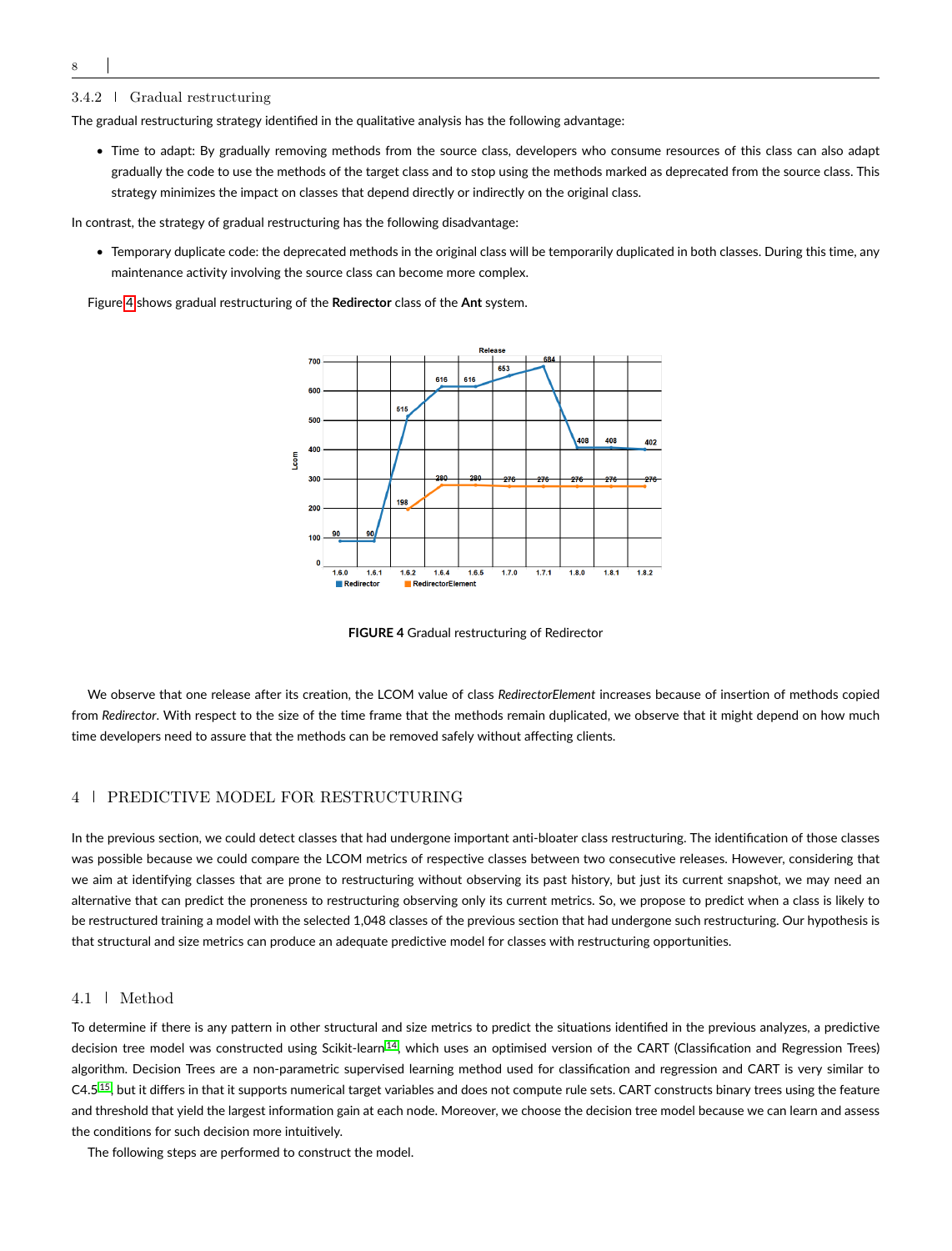### 3.4.2 | Gradual restructuring

The gradual restructuring strategy identified in the qualitative analysis has the following advantage:

- Time to adapt: By gradually removing methods from the source class, developers who consume resources of this class can also adapt gradually the code to use the methods of the target class and to stop using the methods marked as deprecated from the source class. This strategy minimizes the impact on classes that depend directly or indirectly on the original class.

In contrast, the strategy of gradual restructuring has the following disadvantage:

- Temporary duplicate code: the deprecated methods in the original class will be temporarily duplicated in both classes. During this time, any maintenance activity involving the source class can become more complex.

Figure 4 shows gradual restructuring of the **Redirector** class of the **Ant** system.

**FIGURE 4** Gradual restructuring of Redirector

We observe that one release after its creation, the LCOM value of class *RedirectorElement* increases because of insertion of methods copied from *Redirector*. With respect to the size of the time frame that the methods remain duplicated, we observe that it might depend on how much time developers need to assure that the methods can be removed safely without affecting clients.

## 4 | PREDICTIVE MODEL FOR RESTRUCTURING

In the previous section, we could detect classes that had undergone important anti-bloater class restructuring. The identification of those classes was possible because we could compare the LCOM metrics of respective classes between two consecutive releases. However, considering that we aim at identifying classes that are prone to restructuring without observing its past history, but just its current snapshot, we may need an alternative that can predict the proneness to restructuring observing only its current metrics. So, we propose to predict when a class is likely to be restructured training a model with the selected 1,048 classes of the previous section that had undergone such restructuring. Our hypothesis is that structural and size metrics can produce an adequate predictive model for classes with restructuring opportunities.

### 4.1 | Method

To determine if there is any pattern in other structural and size metrics to predict the situations identified in the previous analyzes, a predictive decision tree model was constructed using Scikit-learn[14], which uses an optimised version of the CART (Classification and Regression Trees) algorithm. Decision Trees are a non-parametric supervised learning method used for classification and regression and CART is very similar to C4.5[15], but it differs in that it supports numerical target variables and does not compute rule sets. CART constructs binary trees using the feature and threshold that yield the largest information gain at each node. Moreover, we choose the decision tree model because we can learn and assess the conditions for such decision more intuitively.

The following steps are performed to construct the model.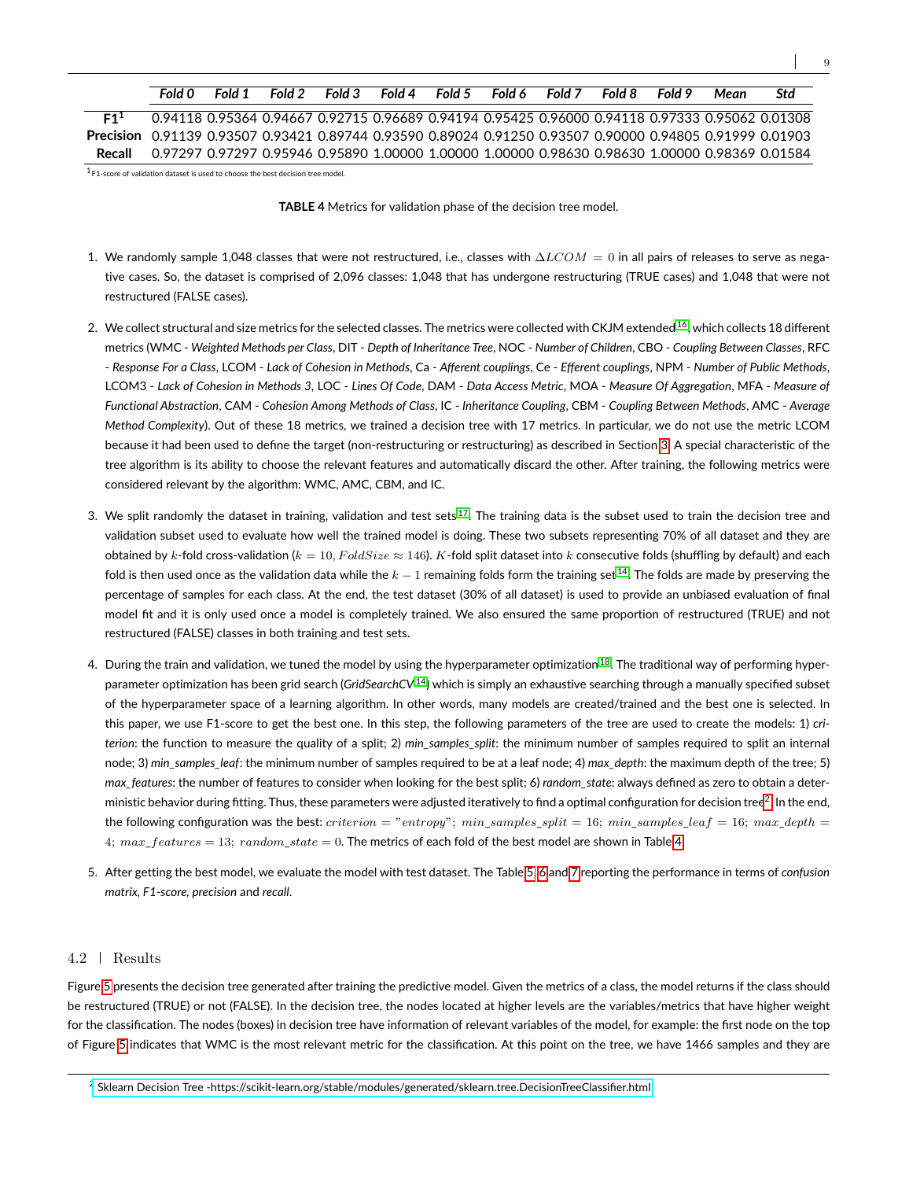| | *Fold 0* | *Fold 1* | *Fold 2* | *Fold 3* | *Fold 4* | *Fold 5* | *Fold 6* | *Fold 7* | *Fold 8* | *Fold 9* | *Mean* | *Std* |
|---|---|---|---|---|---|---|---|---|---|---|---|---|
| **F1**[1] | 0.94118 | 0.95364 | 0.94667 | 0.92715 | 0.96689 | 0.94194 | 0.95425 | 0.96000 | 0.94118 | 0.97333 | 0.95062 | 0.01308 |
| **Precision** | 0.91139 | 0.93507 | 0.93421 | 0.89744 | 0.93590 | 0.89024 | 0.91250 | 0.93507 | 0.90000 | 0.94805 | 0.91999 | 0.01903 |
| **Recall** | 0.97297 | 0.97297 | 0.95946 | 0.95890 | 1.00000 | 1.00000 | 1.00000 | 0.98630 | 0.98630 | 1.00000 | 0.98369 | 0.01584 |

[1] F1-score of validation dataset is used to choose the best decision tree model.

**TABLE 4** Metrics for validation phase of the decision tree model.

1. We randomly sample 1,048 classes that were not restructured, i.e., classes with $\Delta LCOM = 0$ in all pairs of releases to serve as negative cases. So, the dataset is comprised of 2,096 classes: 1,048 that has undergone restructuring (TRUE cases) and 1,048 that were not restructured (FALSE cases).

2. We collect structural and size metrics for the selected classes. The metrics were collected with CKJM extended[16] which collects 18 different metrics (WMC - *Weighted Methods per Class*, DIT - *Depth of Inheritance Tree*, NOC - *Number of Children*, CBO - *Coupling Between Classes*, RFC - *Response For a Class*, LCOM - *Lack of Cohesion in Methods*, Ca - *Afferent couplings*, Ce - *Efferent couplings*, NPM - *Number of Public Methods*, LCOM3 - *Lack of Cohesion in Methods 3*, LOC - *Lines Of Code*, DAM - *Data Access Metric*, MOA - *Measure Of Aggregation*, MFA - *Measure of Functional Abstraction*, CAM - *Cohesion Among Methods of Class*, IC - *Inheritance Coupling*, CBM - *Coupling Between Methods*, AMC - *Average Method Complexity*). Out of these 18 metrics, we trained a decision tree with 17 metrics. In particular, we do not use the metric LCOM because it had been used to define the target (non-restructuring or restructuring) as described in Section 3. A special characteristic of the tree algorithm is its ability to choose the relevant features and automatically discard the other. After training, the following metrics were considered relevant by the algorithm: WMC, AMC, CBM, and IC.

3. We split randomly the dataset in training, validation and test sets[17]. The training data is the subset used to train the decision tree and validation subset used to evaluate how well the trained model is doing. These two subsets representing 70% of all dataset and they are obtained by $k$-fold cross-validation ($k = 10$, $FoldSize \approx 146$). $K$-fold split dataset into $k$ consecutive folds (shuffling by default) and each fold is then used once as the validation data while the $k-1$ remaining folds form the training set[14]. The folds are made by preserving the percentage of samples for each class. At the end, the test dataset (30% of all dataset) is used to provide an unbiased evaluation of final model fit and it is only used once a model is completely trained. We also ensured the same proportion of restructured (TRUE) and not restructured (FALSE) classes in both training and test sets.

4. During the train and validation, we tuned the model by using the hyperparameter optimization[18]. The traditional way of performing hyperparameter optimization has been grid search (*GridSearchCV*[14]) which is simply an exhaustive searching through a manually specified subset of the hyperparameter space of a learning algorithm. In other words, many models are created/trained and the best one is selected. In this paper, we use F1-score to get the best one. In this step, the following parameters of the tree are used to create the models: 1) *criterion*: the function to measure the quality of a split; 2) *min_samples_split*: the minimum number of samples required to split an internal node; 3) *min_samples_leaf*: the minimum number of samples required to be at a leaf node; 4) *max_depth*: the maximum depth of the tree; 5) *max_features*: the number of features to consider when looking for the best split; 6) *random_state*: always defined as zero to obtain a deterministic behavior during fitting. Thus, these parameters were adjusted iteratively to find a optimal configuration for decision tree[2]. In the end, the following configuration was the best: $criterion = "entropy"$; $min\_samples\_split = 16$; $min\_samples\_leaf = 16$; $max\_depth = 4$; $max\_features = 13$; $random\_state = 0$. The metrics of each fold of the best model are shown in Table 4.

5. After getting the best model, we evaluate the model with test dataset. The Table 5, 6 and 7 reporting the performance in terms of *confusion matrix*, *F1-score*, *precision* and *recall*.

## 4.2 | Results

Figure 5 presents the decision tree generated after training the predictive model. Given the metrics of a class, the model returns if the class should be restructured (TRUE) or not (FALSE). In the decision tree, the nodes located at higher levels are the variables/metrics that have higher weight for the classification. The nodes (boxes) in decision tree have information of relevant variables of the model, for example: the first node on the top of Figure 5 indicates that WMC is the most relevant metric for the classification. At this point on the tree, we have 1466 samples and they are

[2] Sklearn Decision Tree -https://scikit-learn.org/stable/modules/generated/sklearn.tree.DecisionTreeClassifier.html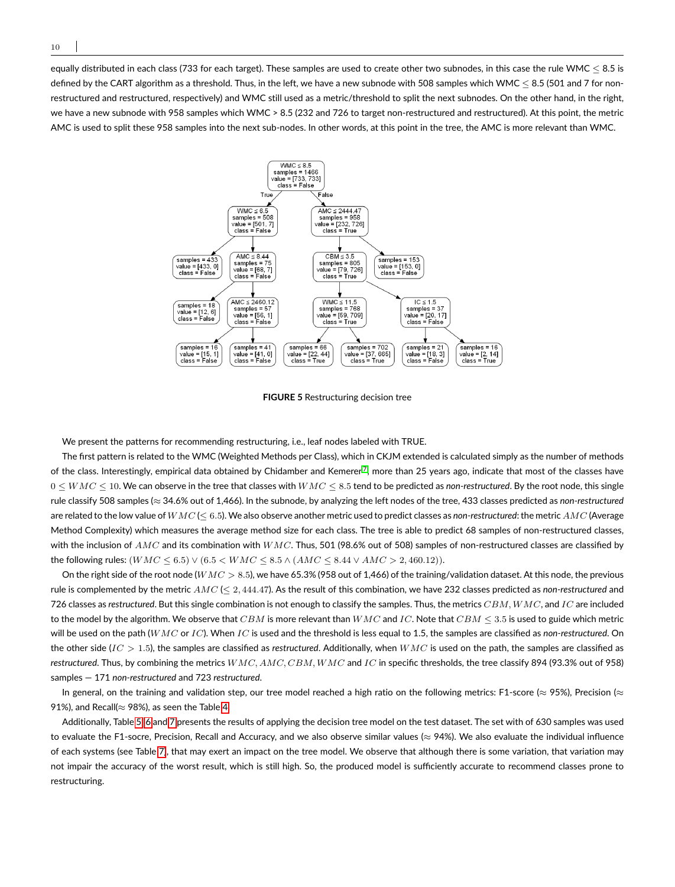equally distributed in each class (733 for each target). These samples are used to create other two subnodes, in this case the rule WMC $\leq$ 8.5 is defined by the CART algorithm as a threshold. Thus, in the left, we have a new subnode with 508 samples which WMC $\leq$ 8.5 (501 and 7 for non-restructured and restructured, respectively) and WMC still used as a metric/threshold to split the next subnodes. On the other hand, in the right, we have a new subnode with 958 samples which WMC > 8.5 (232 and 726 to target non-restructured and restructured). At this point, the metric AMC is used to split these 958 samples into the next sub-nodes. In other words, at this point in the tree, the AMC is more relevant than WMC.

**FIGURE 5** Restructuring decision tree

We present the patterns for recommending restructuring, i.e., leaf nodes labeled with TRUE.

The first pattern is related to the WMC (Weighted Methods per Class), which in CKJM extended is calculated simply as the number of methods of the class. Interestingly, empirical data obtained by Chidamber and Kemerer[7], more than 25 years ago, indicate that most of the classes have $0 \leq WMC \leq 10$. We can observe in the tree that classes with $WMC \leq 8.5$ tend to be predicted as *non-restructured*. By the root node, this single rule classify 508 samples (≈ 34.6% out of 1,466). In the subnode, by analyzing the left nodes of the tree, 433 classes predicted as *non-restructured* are related to the low value of $WMC$ ($\leq 6.5$). We also observe another metric used to predict classes as *non-restructured*: the metric $AMC$ (Average Method Complexity) which measures the average method size for each class. The tree is able to predict 68 samples of non-restructured classes, with the inclusion of $AMC$ and its combination with $WMC$. Thus, 501 (98.6% out of 508) samples of non-restructured classes are classified by the following rules: $(WMC \leq 6.5) \vee (6.5 < WMC \leq 8.5 \wedge (AMC \leq 8.44 \vee AMC > 2,460.12))$.

On the right side of the root node ($WMC > 8.5$), we have 65.3% (958 out of 1,466) of the training/validation dataset. At this node, the previous rule is complemented by the metric $AMC$ ($\leq 2,444.47$). As the result of this combination, we have 232 classes predicted as *non-restructured* and 726 classes as *restructured*. But this single combination is not enough to classify the samples. Thus, the metrics $CBM, WMC$, and $IC$ are included to the model by the algorithm. We observe that $CBM$ is more relevant than $WMC$ and $IC$. Note that $CBM \leq 3.5$ is used to guide which metric will be used on the path ($WMC$ or $IC$). When $IC$ is used and the threshold is less equal to 1.5, the samples are classified as *non-restructured*. On the other side ($IC > 1.5$), the samples are classified as *restructured*. Additionally, when $WMC$ is used on the path, the samples are classified as *restructured*. Thus, by combining the metrics $WMC, AMC, CBM, WMC$ and $IC$ in specific thresholds, the tree classify 894 (93.3% out of 958) samples — 171 *non-restructured* and 723 *restructured*.

In general, on the training and validation step, our tree model reached a high ratio on the following metrics: F1-score (≈ 95%), Precision (≈ 91%), and Recall(≈ 98%), as seen the Table 4.

Additionally, Table 5, 6 and 7 presents the results of applying the decision tree model on the test dataset. The set with of 630 samples was used to evaluate the F1-socre, Precision, Recall and Accuracy, and we also observe similar values (≈ 94%). We also evaluate the individual influence of each systems (see Table 7), that may exert an impact on the tree model. We observe that although there is some variation, that variation may not impair the accuracy of the worst result, which is still high. So, the produced model is sufficiently accurate to recommend classes prone to restructuring.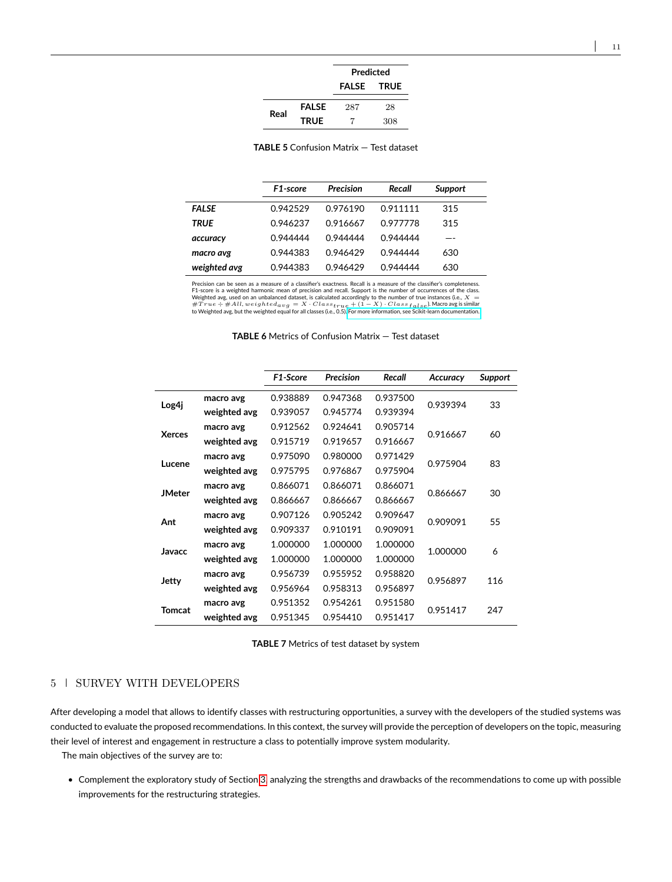| | | Predicted | |
|---|---|---|---|
| | | FALSE | TRUE |
| Real | FALSE | 287 | 28 |
| | TRUE | 7 | 308 |

**TABLE 5** Confusion Matrix — Test dataset

| | *F1-score* | *Precision* | *Recall* | *Support* |
|---|---|---|---|---|
| ***FALSE*** | 0.942529 | 0.976190 | 0.911111 | 315 |
| ***TRUE*** | 0.946237 | 0.916667 | 0.977778 | 315 |
| ***accuracy*** | 0.944444 | 0.944444 | 0.944444 | —- |
| ***macro avg*** | 0.944383 | 0.946429 | 0.944444 | 630 |
| ***weighted avg*** | 0.944383 | 0.946429 | 0.944444 | 630 |

Precision can be seen as a measure of a classifier's exactness. Recall is a measure of the classifier's completeness. F1-score is a weighted harmonic mean of precision and recall. Support is the number of occurrences of the class. Weighted avg, used on an unbalanced dataset, is calculated accordingly to the number of true instances (i.e., $X = \#True \div \#All, weighted_{avg} = X \cdot Class_{true} + (1 - X) \cdot Class_{false}$). Macro avg is similar to Weighted avg, but the weighted equal for all classes (i.e., 0.5). For more information, see Scikit-learn documentation.

**TABLE 6** Metrics of Confusion Matrix — Test dataset

| | | *F1-Score* | *Precision* | *Recall* | *Accuracy* | *Support* |
|---|---|---|---|---|---|---|
| **Log4j** | macro avg | 0.938889 | 0.947368 | 0.937500 | 0.939394 | 33 |
| | weighted avg | 0.939057 | 0.945774 | 0.939394 | | |
| **Xerces** | macro avg | 0.912562 | 0.924641 | 0.905714 | 0.916667 | 60 |
| | weighted avg | 0.915719 | 0.919657 | 0.916667 | | |
| **Lucene** | macro avg | 0.975090 | 0.980000 | 0.971429 | 0.975904 | 83 |
| | weighted avg | 0.975795 | 0.976867 | 0.975904 | | |
| **JMeter** | macro avg | 0.866071 | 0.866071 | 0.866071 | 0.866667 | 30 |
| | weighted avg | 0.866667 | 0.866667 | 0.866667 | | |
| **Ant** | macro avg | 0.907126 | 0.905242 | 0.909647 | 0.909091 | 55 |
| | weighted avg | 0.909337 | 0.910191 | 0.909091 | | |
| **Javacc** | macro avg | 1.000000 | 1.000000 | 1.000000 | 1.000000 | 6 |
| | weighted avg | 1.000000 | 1.000000 | 1.000000 | | |
| **Jetty** | macro avg | 0.956739 | 0.955952 | 0.958820 | 0.956897 | 116 |
| | weighted avg | 0.956964 | 0.958313 | 0.956897 | | |
| **Tomcat** | macro avg | 0.951352 | 0.954261 | 0.951580 | 0.951417 | 247 |
| | weighted avg | 0.951345 | 0.954410 | 0.951417 | | |

**TABLE 7** Metrics of test dataset by system

## 5 | SURVEY WITH DEVELOPERS

After developing a model that allows to identify classes with restructuring opportunities, a survey with the developers of the studied systems was conducted to evaluate the proposed recommendations. In this context, the survey will provide the perception of developers on the topic, measuring their level of interest and engagement in restructure a class to potentially improve system modularity.

The main objectives of the survey are to:

- Complement the exploratory study of Section 3 analyzing the strengths and drawbacks of the recommendations to come up with possible improvements for the restructuring strategies.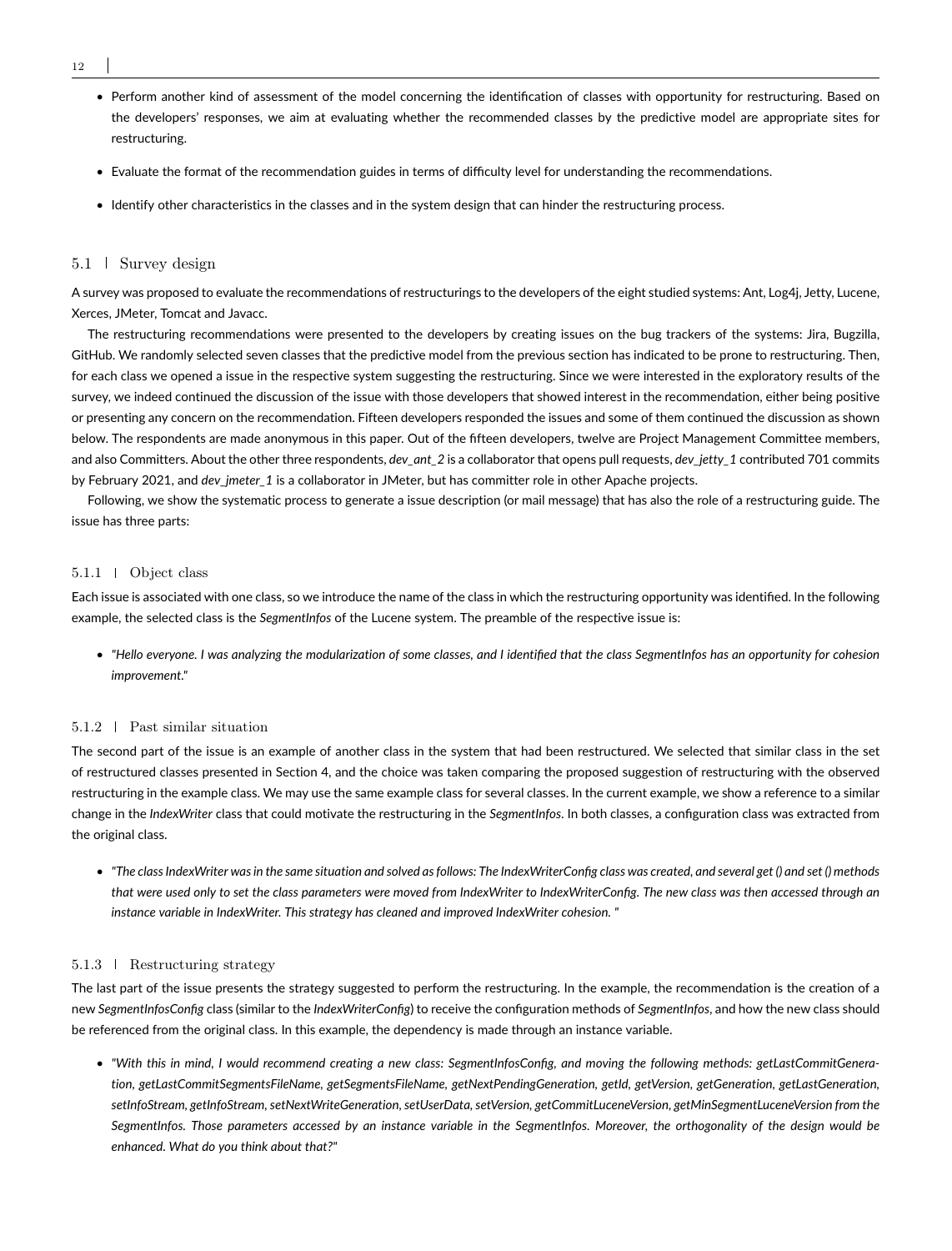- Perform another kind of assessment of the model concerning the identification of classes with opportunity for restructuring. Based on the developers' responses, we aim at evaluating whether the recommended classes by the predictive model are appropriate sites for restructuring.
- Evaluate the format of the recommendation guides in terms of difficulty level for understanding the recommendations.
- Identify other characteristics in the classes and in the system design that can hinder the restructuring process.

## 5.1 | Survey design

A survey was proposed to evaluate the recommendations of restructurings to the developers of the eight studied systems: Ant, Log4j, Jetty, Lucene, Xerces, JMeter, Tomcat and Javacc.

The restructuring recommendations were presented to the developers by creating issues on the bug trackers of the systems: Jira, Bugzilla, GitHub. We randomly selected seven classes that the predictive model from the previous section has indicated to be prone to restructuring. Then, for each class we opened a issue in the respective system suggesting the restructuring. Since we were interested in the exploratory results of the survey, we indeed continued the discussion of the issue with those developers that showed interest in the recommendation, either being positive or presenting any concern on the recommendation. Fifteen developers responded the issues and some of them continued the discussion as shown below. The respondents are made anonymous in this paper. Out of the fifteen developers, twelve are Project Management Committee members, and also Committers. About the other three respondents, *dev_ant_2* is a collaborator that opens pull requests, *dev_jetty_1* contributed 701 commits by February 2021, and *dev_jmeter_1* is a collaborator in JMeter, but has committer role in other Apache projects.

Following, we show the systematic process to generate a issue description (or mail message) that has also the role of a restructuring guide. The issue has three parts:

### 5.1.1 | Object class

Each issue is associated with one class, so we introduce the name of the class in which the restructuring opportunity was identified. In the following example, the selected class is the *SegmentInfos* of the Lucene system. The preamble of the respective issue is:

- *"Hello everyone. I was analyzing the modularization of some classes, and I identified that the class SegmentInfos has an opportunity for cohesion improvement."*

### 5.1.2 | Past similar situation

The second part of the issue is an example of another class in the system that had been restructured. We selected that similar class in the set of restructured classes presented in Section 4, and the choice was taken comparing the proposed suggestion of restructuring with the observed restructuring in the example class. We may use the same example class for several classes. In the current example, we show a reference to a similar change in the *IndexWriter* class that could motivate the restructuring in the *SegmentInfos*. In both classes, a configuration class was extracted from the original class.

- *"The class IndexWriter was in the same situation and solved as follows: The IndexWriterConfig class was created, and several get () and set () methods that were used only to set the class parameters were moved from IndexWriter to IndexWriterConfig. The new class was then accessed through an instance variable in IndexWriter. This strategy has cleaned and improved IndexWriter cohesion. "*

### 5.1.3 | Restructuring strategy

The last part of the issue presents the strategy suggested to perform the restructuring. In the example, the recommendation is the creation of a new *SegmentInfosConfig* class (similar to the *IndexWriterConfig*) to receive the configuration methods of *SegmentInfos*, and how the new class should be referenced from the original class. In this example, the dependency is made through an instance variable.

- *"With this in mind, I would recommend creating a new class: SegmentInfosConfig, and moving the following methods: getLastCommitGeneration, getLastCommitSegmentsFileName, getSegmentsFileName, getNextPendingGeneration, getId, getVersion, getGeneration, getLastGeneration, setInfoStream, getInfoStream, setNextWriteGeneration, setUserData, setVersion, getCommitLuceneVersion, getMinSegmentLuceneVersion from the SegmentInfos. Those parameters accessed by an instance variable in the SegmentInfos. Moreover, the orthogonality of the design would be enhanced. What do you think about that?"*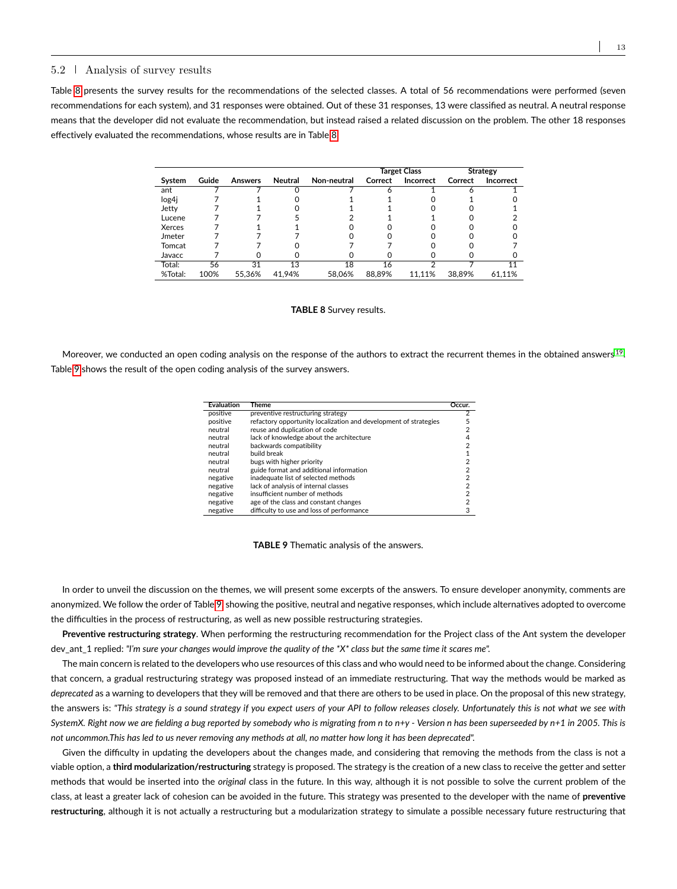## 5.2 | Analysis of survey results

Table 8 presents the survey results for the recommendations of the selected classes. A total of 56 recommendations were performed (seven recommendations for each system), and 31 responses were obtained. Out of these 31 responses, 13 were classified as neutral. A neutral response means that the developer did not evaluate the recommendation, but instead raised a related discussion on the problem. The other 18 responses effectively evaluated the recommendations, whose results are in Table 8.

| | | | | | Target Class | | Strategy | |
|---|---|---|---|---|---|---|---|---|
| System | Guide | Answers | Neutral | Non-neutral | Correct | Incorrect | Correct | Incorrect |
| ant | 7 | 7 | 0 | 7 | 6 | 1 | 6 | 1 |
| log4j | 7 | 1 | 0 | 1 | 1 | 0 | 1 | 0 |
| Jetty | 7 | 1 | 0 | 1 | 1 | 0 | 0 | 1 |
| Lucene | 7 | 7 | 5 | 2 | 1 | 1 | 0 | 2 |
| Xerces | 7 | 1 | 1 | 0 | 0 | 0 | 0 | 0 |
| Jmeter | 7 | 7 | 7 | 0 | 0 | 0 | 0 | 0 |
| Tomcat | 7 | 7 | 0 | 7 | 7 | 0 | 0 | 7 |
| Javacc | 7 | 0 | 0 | 0 | 0 | 0 | 0 | 0 |
| Total: | 56 | 31 | 13 | 18 | 16 | 2 | 7 | 11 |
| %Total: | 100% | 55,36% | 41,94% | 58,06% | 88,89% | 11,11% | 38,89% | 61,11% |

**TABLE 8** Survey results.

Moreover, we conducted an open coding analysis on the response of the authors to extract the recurrent themes in the obtained answers[19]. Table 9 shows the result of the open coding analysis of the survey answers.

| Evaluation | Theme | Occur. |
|---|---|---|
| positive | preventive restructuring strategy | 2 |
| positive | refactory opportunity localization and development of strategies | 5 |
| neutral | reuse and duplication of code | 2 |
| neutral | lack of knowledge about the architecture | 4 |
| neutral | backwards compatibility | 2 |
| neutral | build break | 1 |
| neutral | bugs with higher priority | 2 |
| neutral | guide format and additional information | 2 |
| negative | inadequate list of selected methods | 2 |
| negative | lack of analysis of internal classes | 2 |
| negative | insufficient number of methods | 2 |
| negative | age of the class and constant changes | 2 |
| negative | difficulty to use and loss of performance | 3 |

**TABLE 9** Thematic analysis of the answers.

In order to unveil the discussion on the themes, we will present some excerpts of the answers. To ensure developer anonymity, comments are anonymized. We follow the order of Table 9, showing the positive, neutral and negative responses, which include alternatives adopted to overcome the difficulties in the process of restructuring, as well as new possible restructuring strategies.

**Preventive restructuring strategy**. When performing the restructuring recommendation for the Project class of the Ant system the developer dev_ant_1 replied: *"I'm sure your changes would improve the quality of the *X* class but the same time it scares me".*

The main concern is related to the developers who use resources of this class and who would need to be informed about the change. Considering that concern, a gradual restructuring strategy was proposed instead of an immediate restructuring. That way the methods would be marked as *deprecated* as a warning to developers that they will be removed and that there are others to be used in place. On the proposal of this new strategy, the answers is: *"This strategy is a sound strategy if you expect users of your API to follow releases closely. Unfortunately this is not what we see with SystemX. Right now we are fielding a bug reported by somebody who is migrating from n to n+y - Version n has been superseeded by n+1 in 2005. This is not uncommon.This has led to us never removing any methods at all, no matter how long it has been deprecated".*

Given the difficulty in updating the developers about the changes made, and considering that removing the methods from the class is not a viable option, a **third modularization/restructuring** strategy is proposed. The strategy is the creation of a new class to receive the getter and setter methods that would be inserted into the *original* class in the future. In this way, although it is not possible to solve the current problem of the class, at least a greater lack of cohesion can be avoided in the future. This strategy was presented to the developer with the name of **preventive restructuring**, although it is not actually a restructuring but a modularization strategy to simulate a possible necessary future restructuring that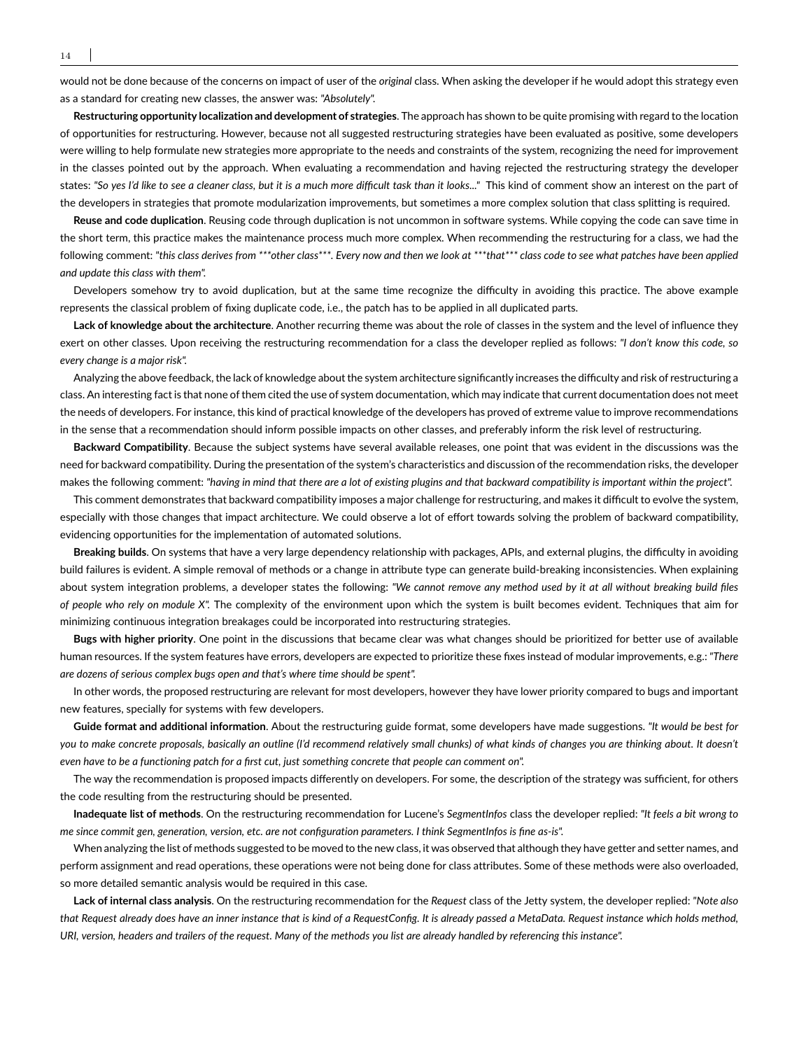would not be done because of the concerns on impact of user of the *original* class. When asking the developer if he would adopt this strategy even as a standard for creating new classes, the answer was: *"Absolutely"*.

**Restructuring opportunity localization and development of strategies**. The approach has shown to be quite promising with regard to the location of opportunities for restructuring. However, because not all suggested restructuring strategies have been evaluated as positive, some developers were willing to help formulate new strategies more appropriate to the needs and constraints of the system, recognizing the need for improvement in the classes pointed out by the approach. When evaluating a recommendation and having rejected the restructuring strategy the developer states: *"So yes I'd like to see a cleaner class, but it is a much more difficult task than it looks..."* This kind of comment show an interest on the part of the developers in strategies that promote modularization improvements, but sometimes a more complex solution that class splitting is required.

**Reuse and code duplication**. Reusing code through duplication is not uncommon in software systems. While copying the code can save time in the short term, this practice makes the maintenance process much more complex. When recommending the restructuring for a class, we had the following comment: *"this class derives from \*\*\*other class\*\*\*. Every now and then we look at \*\*\*that\*\*\* class code to see what patches have been applied and update this class with them"*.

Developers somehow try to avoid duplication, but at the same time recognize the difficulty in avoiding this practice. The above example represents the classical problem of fixing duplicate code, i.e., the patch has to be applied in all duplicated parts.

**Lack of knowledge about the architecture**. Another recurring theme was about the role of classes in the system and the level of influence they exert on other classes. Upon receiving the restructuring recommendation for a class the developer replied as follows: *"I don't know this code, so every change is a major risk"*.

Analyzing the above feedback, the lack of knowledge about the system architecture significantly increases the difficulty and risk of restructuring a class. An interesting fact is that none of them cited the use of system documentation, which may indicate that current documentation does not meet the needs of developers. For instance, this kind of practical knowledge of the developers has proved of extreme value to improve recommendations in the sense that a recommendation should inform possible impacts on other classes, and preferably inform the risk level of restructuring.

**Backward Compatibility**. Because the subject systems have several available releases, one point that was evident in the discussions was the need for backward compatibility. During the presentation of the system's characteristics and discussion of the recommendation risks, the developer makes the following comment: *"having in mind that there are a lot of existing plugins and that backward compatibility is important within the project"*.

This comment demonstrates that backward compatibility imposes a major challenge for restructuring, and makes it difficult to evolve the system, especially with those changes that impact architecture. We could observe a lot of effort towards solving the problem of backward compatibility, evidencing opportunities for the implementation of automated solutions.

**Breaking builds**. On systems that have a very large dependency relationship with packages, APIs, and external plugins, the difficulty in avoiding build failures is evident. A simple removal of methods or a change in attribute type can generate build-breaking inconsistencies. When explaining about system integration problems, a developer states the following: *"We cannot remove any method used by it at all without breaking build files of people who rely on module X"*. The complexity of the environment upon which the system is built becomes evident. Techniques that aim for minimizing continuous integration breakages could be incorporated into restructuring strategies.

**Bugs with higher priority**. One point in the discussions that became clear was what changes should be prioritized for better use of available human resources. If the system features have errors, developers are expected to prioritize these fixes instead of modular improvements, e.g.: *"There are dozens of serious complex bugs open and that's where time should be spent"*.

In other words, the proposed restructuring are relevant for most developers, however they have lower priority compared to bugs and important new features, specially for systems with few developers.

**Guide format and additional information**. About the restructuring guide format, some developers have made suggestions. *"It would be best for you to make concrete proposals, basically an outline (I'd recommend relatively small chunks) of what kinds of changes you are thinking about. It doesn't even have to be a functioning patch for a first cut, just something concrete that people can comment on"*.

The way the recommendation is proposed impacts differently on developers. For some, the description of the strategy was sufficient, for others the code resulting from the restructuring should be presented.

**Inadequate list of methods**. On the restructuring recommendation for Lucene's *SegmentInfos* class the developer replied: *"It feels a bit wrong to me since commit gen, generation, version, etc. are not configuration parameters. I think SegmentInfos is fine as-is"*.

When analyzing the list of methods suggested to be moved to the new class, it was observed that although they have getter and setter names, and perform assignment and read operations, these operations were not being done for class attributes. Some of these methods were also overloaded, so more detailed semantic analysis would be required in this case.

**Lack of internal class analysis**. On the restructuring recommendation for the *Request* class of the Jetty system, the developer replied: *"Note also that Request already does have an inner instance that is kind of a RequestConfig. It is already passed a MetaData. Request instance which holds method, URI, version, headers and trailers of the request. Many of the methods you list are already handled by referencing this instance"*.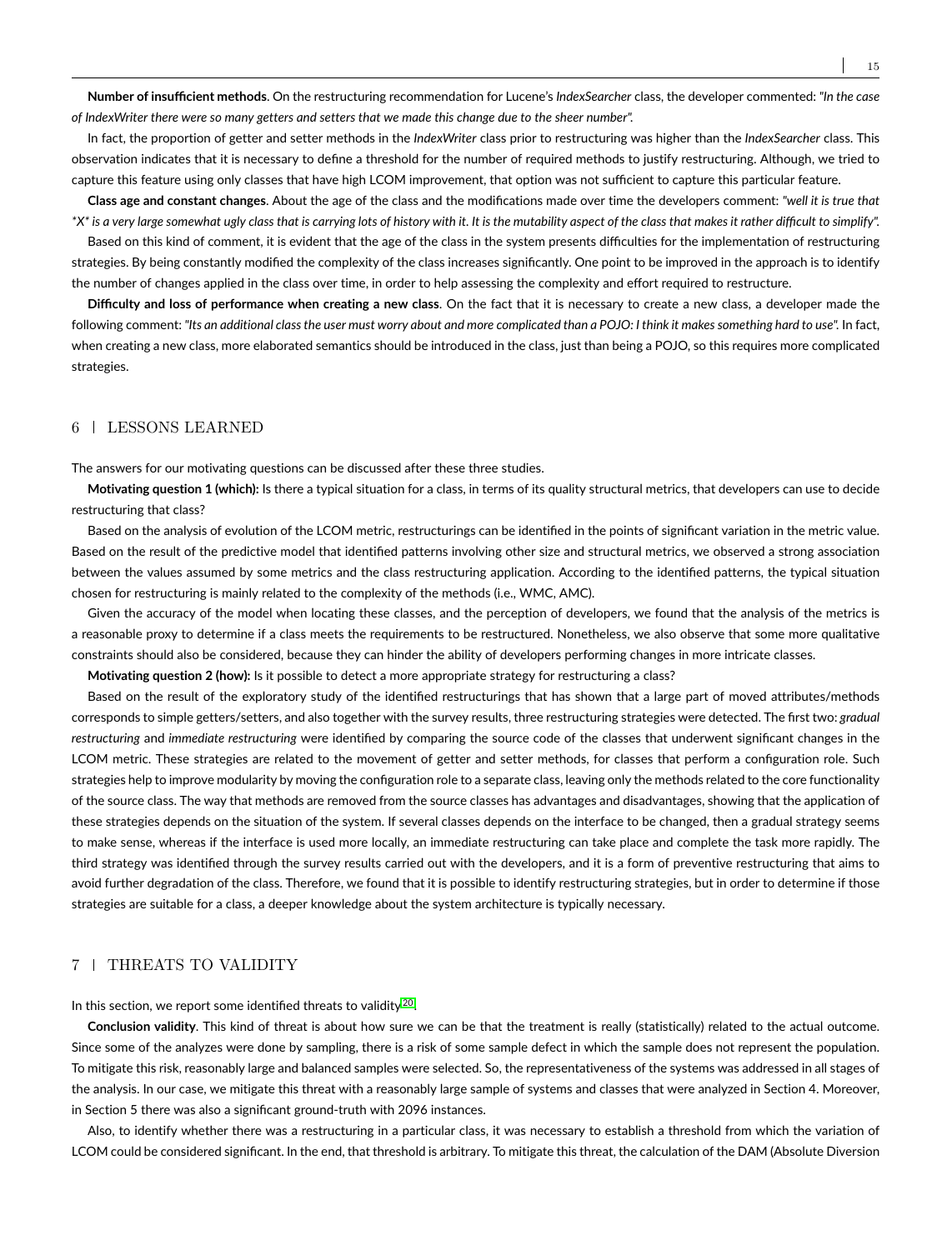**Number of insufficient methods**. On the restructuring recommendation for Lucene's *IndexSearcher* class, the developer commented: *"In the case of IndexWriter there were so many getters and setters that we made this change due to the sheer number"*.

In fact, the proportion of getter and setter methods in the *IndexWriter* class prior to restructuring was higher than the *IndexSearcher* class. This observation indicates that it is necessary to define a threshold for the number of required methods to justify restructuring. Although, we tried to capture this feature using only classes that have high LCOM improvement, that option was not sufficient to capture this particular feature.

**Class age and constant changes**. About the age of the class and the modifications made over time the developers comment: *"well it is true that *X* is a very large somewhat ugly class that is carrying lots of history with it. It is the mutability aspect of the class that makes it rather difficult to simplify"*.

Based on this kind of comment, it is evident that the age of the class in the system presents difficulties for the implementation of restructuring strategies. By being constantly modified the complexity of the class increases significantly. One point to be improved in the approach is to identify the number of changes applied in the class over time, in order to help assessing the complexity and effort required to restructure.

**Difficulty and loss of performance when creating a new class**. On the fact that it is necessary to create a new class, a developer made the following comment: *"Its an additional class the user must worry about and more complicated than a POJO: I think it makes something hard to use"*. In fact, when creating a new class, more elaborated semantics should be introduced in the class, just than being a POJO, so this requires more complicated strategies.

## 6 | LESSONS LEARNED

The answers for our motivating questions can be discussed after these three studies.

**Motivating question 1 (which):** Is there a typical situation for a class, in terms of its quality structural metrics, that developers can use to decide restructuring that class?

Based on the analysis of evolution of the LCOM metric, restructurings can be identified in the points of significant variation in the metric value. Based on the result of the predictive model that identified patterns involving other size and structural metrics, we observed a strong association between the values assumed by some metrics and the class restructuring application. According to the identified patterns, the typical situation chosen for restructuring is mainly related to the complexity of the methods (i.e., WMC, AMC).

Given the accuracy of the model when locating these classes, and the perception of developers, we found that the analysis of the metrics is a reasonable proxy to determine if a class meets the requirements to be restructured. Nonetheless, we also observe that some more qualitative constraints should also be considered, because they can hinder the ability of developers performing changes in more intricate classes.

**Motivating question 2 (how):** Is it possible to detect a more appropriate strategy for restructuring a class?

Based on the result of the exploratory study of the identified restructurings that has shown that a large part of moved attributes/methods corresponds to simple getters/setters, and also together with the survey results, three restructuring strategies were detected. The first two: *gradual restructuring* and *immediate restructuring* were identified by comparing the source code of the classes that underwent significant changes in the LCOM metric. These strategies are related to the movement of getter and setter methods, for classes that perform a configuration role. Such strategies help to improve modularity by moving the configuration role to a separate class, leaving only the methods related to the core functionality of the source class. The way that methods are removed from the source classes has advantages and disadvantages, showing that the application of these strategies depends on the situation of the system. If several classes depends on the interface to be changed, then a gradual strategy seems to make sense, whereas if the interface is used more locally, an immediate restructuring can take place and complete the task more rapidly. The third strategy was identified through the survey results carried out with the developers, and it is a form of preventive restructuring that aims to avoid further degradation of the class. Therefore, we found that it is possible to identify restructuring strategies, but in order to determine if those strategies are suitable for a class, a deeper knowledge about the system architecture is typically necessary.

## 7 | THREATS TO VALIDITY

In this section, we report some identified threats to validity[20].

**Conclusion validity**. This kind of threat is about how sure we can be that the treatment is really (statistically) related to the actual outcome. Since some of the analyzes were done by sampling, there is a risk of some sample defect in which the sample does not represent the population. To mitigate this risk, reasonably large and balanced samples were selected. So, the representativeness of the systems was addressed in all stages of the analysis. In our case, we mitigate this threat with a reasonably large sample of systems and classes that were analyzed in Section 4. Moreover, in Section 5 there was also a significant ground-truth with 2096 instances.

Also, to identify whether there was a restructuring in a particular class, it was necessary to establish a threshold from which the variation of LCOM could be considered significant. In the end, that threshold is arbitrary. To mitigate this threat, the calculation of the DAM (Absolute Diversion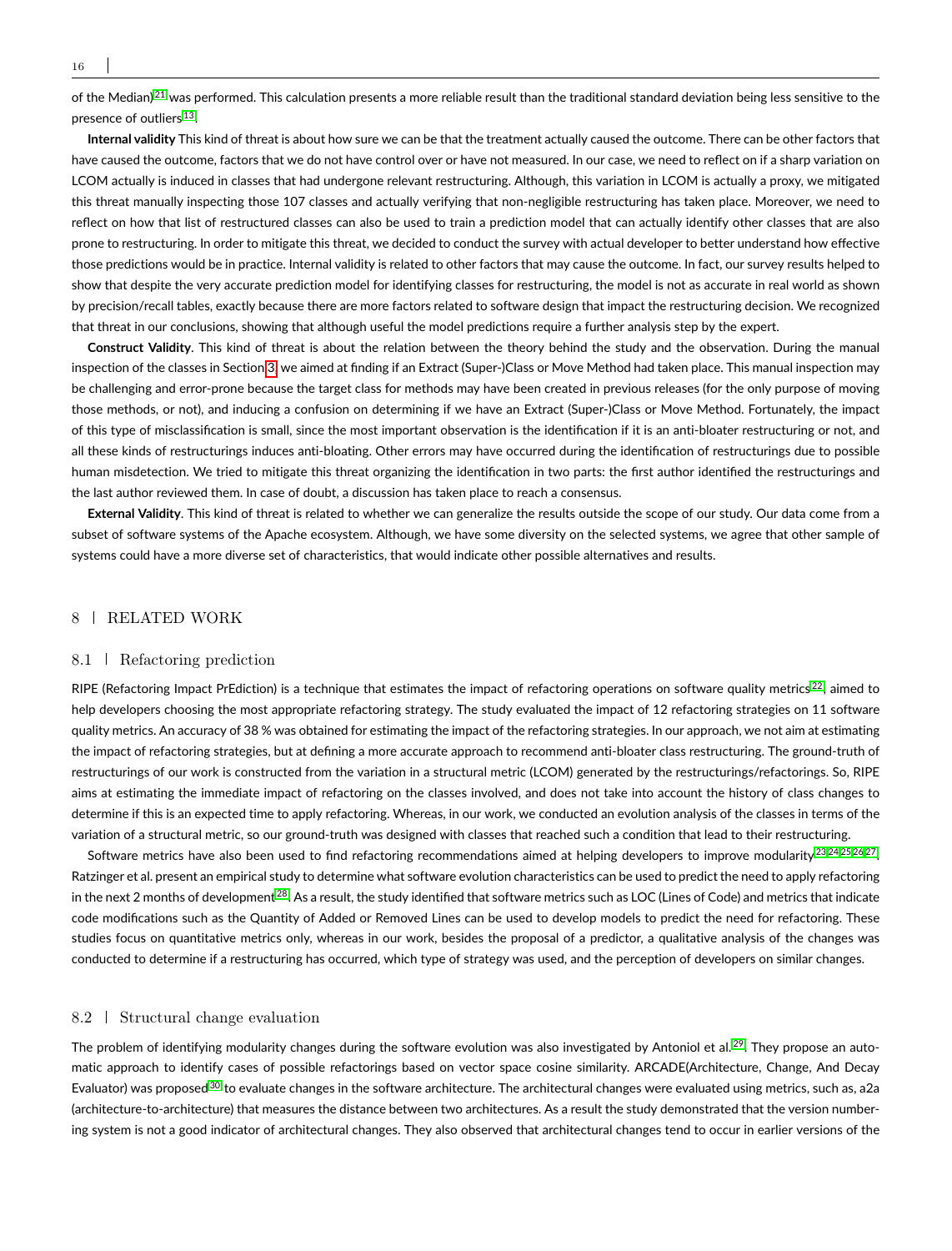of the Median)[21] was performed. This calculation presents a more reliable result than the traditional standard deviation being less sensitive to the presence of outliers[13].

**Internal validity** This kind of threat is about how sure we can be that the treatment actually caused the outcome. There can be other factors that have caused the outcome, factors that we do not have control over or have not measured. In our case, we need to reflect on if a sharp variation on LCOM actually is induced in classes that had undergone relevant restructuring. Although, this variation in LCOM is actually a proxy, we mitigated this threat manually inspecting those 107 classes and actually verifying that non-negligible restructuring has taken place. Moreover, we need to reflect on how that list of restructured classes can also be used to train a prediction model that can actually identify other classes that are also prone to restructuring. In order to mitigate this threat, we decided to conduct the survey with actual developer to better understand how effective those predictions would be in practice. Internal validity is related to other factors that may cause the outcome. In fact, our survey results helped to show that despite the very accurate prediction model for identifying classes for restructuring, the model is not as accurate in real world as shown by precision/recall tables, exactly because there are more factors related to software design that impact the restructuring decision. We recognized that threat in our conclusions, showing that although useful the model predictions require a further analysis step by the expert.

**Construct Validity**. This kind of threat is about the relation between the theory behind the study and the observation. During the manual inspection of the classes in Section 3, we aimed at finding if an Extract (Super-)Class or Move Method had taken place. This manual inspection may be challenging and error-prone because the target class for methods may have been created in previous releases (for the only purpose of moving those methods, or not), and inducing a confusion on determining if we have an Extract (Super-)Class or Move Method. Fortunately, the impact of this type of misclassification is small, since the most important observation is the identification if it is an anti-bloater restructuring or not, and all these kinds of restructurings induces anti-bloating. Other errors may have occurred during the identification of restructurings due to possible human misdetection. We tried to mitigate this threat organizing the identification in two parts: the first author identified the restructurings and the last author reviewed them. In case of doubt, a discussion has taken place to reach a consensus.

**External Validity**. This kind of threat is related to whether we can generalize the results outside the scope of our study. Our data come from a subset of software systems of the Apache ecosystem. Although, we have some diversity on the selected systems, we agree that other sample of systems could have a more diverse set of characteristics, that would indicate other possible alternatives and results.

## 8 | RELATED WORK

### 8.1 | Refactoring prediction

RIPE (Refactoring Impact PrEdiction) is a technique that estimates the impact of refactoring operations on software quality metrics[22], aimed to help developers choosing the most appropriate refactoring strategy. The study evaluated the impact of 12 refactoring strategies on 11 software quality metrics. An accuracy of 38 % was obtained for estimating the impact of the refactoring strategies. In our approach, we not aim at estimating the impact of refactoring strategies, but at defining a more accurate approach to recommend anti-bloater class restructuring. The ground-truth of restructurings of our work is constructed from the variation in a structural metric (LCOM) generated by the restructurings/refactorings. So, RIPE aims at estimating the immediate impact of refactoring on the classes involved, and does not take into account the history of class changes to determine if this is an expected time to apply refactoring. Whereas, in our work, we conducted an evolution analysis of the classes in terms of the variation of a structural metric, so our ground-truth was designed with classes that reached such a condition that lead to their restructuring.

Software metrics have also been used to find refactoring recommendations aimed at helping developers to improve modularity[23,24,25,26,27]. Ratzinger et al. present an empirical study to determine what software evolution characteristics can be used to predict the need to apply refactoring in the next 2 months of development[28]. As a result, the study identified that software metrics such as LOC (Lines of Code) and metrics that indicate code modifications such as the Quantity of Added or Removed Lines can be used to develop models to predict the need for refactoring. These studies focus on quantitative metrics only, whereas in our work, besides the proposal of a predictor, a qualitative analysis of the changes was conducted to determine if a restructuring has occurred, which type of strategy was used, and the perception of developers on similar changes.

### 8.2 | Structural change evaluation

The problem of identifying modularity changes during the software evolution was also investigated by Antoniol et al.[29] They propose an automatic approach to identify cases of possible refactorings based on vector space cosine similarity. ARCADE(Architecture, Change, And Decay Evaluator) was proposed[30] to evaluate changes in the software architecture. The architectural changes were evaluated using metrics, such as, a2a (architecture-to-architecture) that measures the distance between two architectures. As a result the study demonstrated that the version numbering system is not a good indicator of architectural changes. They also observed that architectural changes tend to occur in earlier versions of the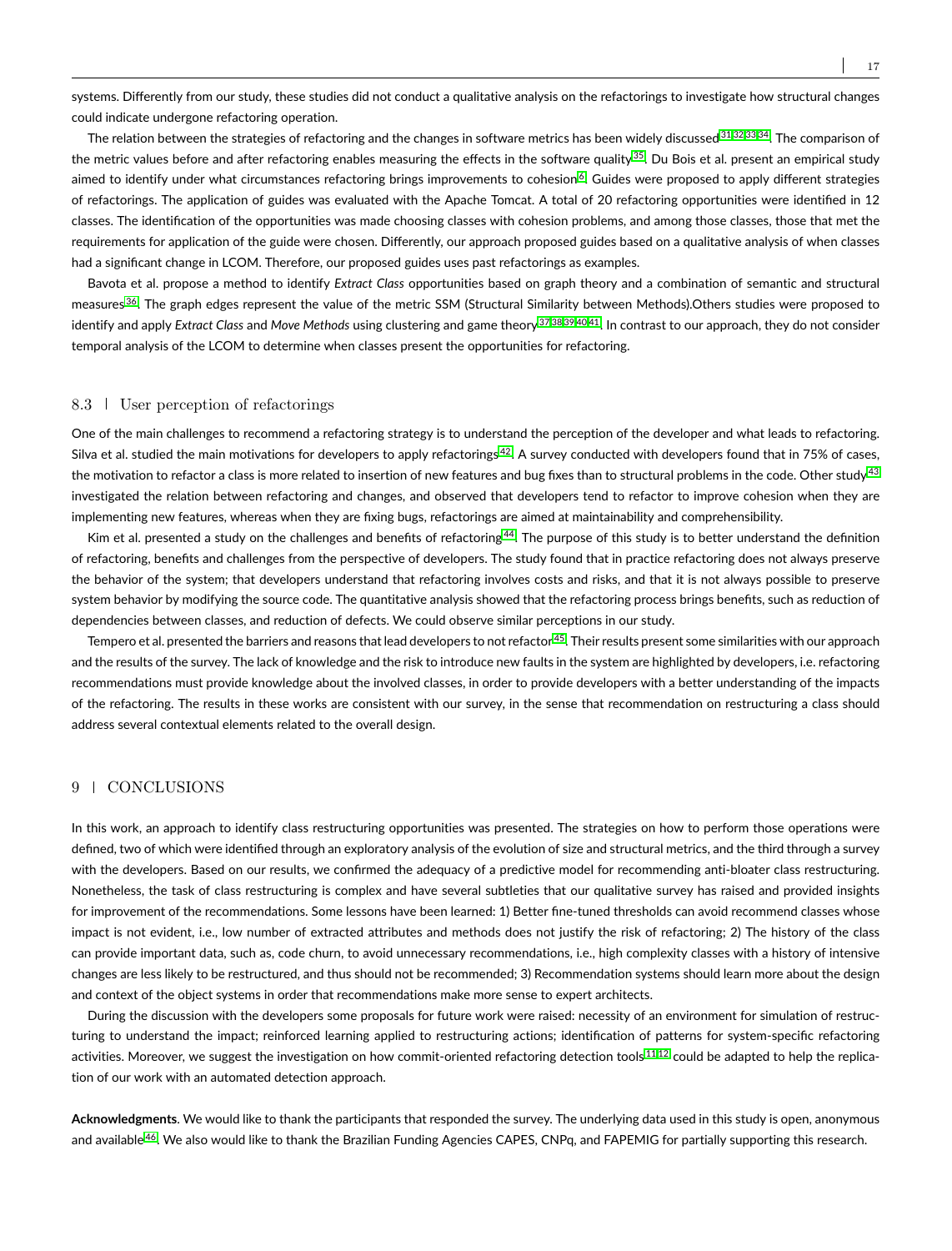systems. Differently from our study, these studies did not conduct a qualitative analysis on the refactorings to investigate how structural changes could indicate undergone refactoring operation.

The relation between the strategies of refactoring and the changes in software metrics has been widely discussed[31,32,33,34]. The comparison of the metric values before and after refactoring enables measuring the effects in the software quality[35]. Du Bois et al. present an empirical study aimed to identify under what circumstances refactoring brings improvements to cohesion[6]. Guides were proposed to apply different strategies of refactorings. The application of guides was evaluated with the Apache Tomcat. A total of 20 refactoring opportunities were identified in 12 classes. The identification of the opportunities was made choosing classes with cohesion problems, and among those classes, those that met the requirements for application of the guide were chosen. Differently, our approach proposed guides based on a qualitative analysis of when classes had a significant change in LCOM. Therefore, our proposed guides uses past refactorings as examples.

Bavota et al. propose a method to identify *Extract Class* opportunities based on graph theory and a combination of semantic and structural measures[36]. The graph edges represent the value of the metric SSM (Structural Similarity between Methods).Others studies were proposed to identify and apply *Extract Class* and *Move Methods* using clustering and game theory[37,38,39,40,41]. In contrast to our approach, they do not consider temporal analysis of the LCOM to determine when classes present the opportunities for refactoring.

## 8.3 | User perception of refactorings

One of the main challenges to recommend a refactoring strategy is to understand the perception of the developer and what leads to refactoring. Silva et al. studied the main motivations for developers to apply refactorings[42]. A survey conducted with developers found that in 75% of cases, the motivation to refactor a class is more related to insertion of new features and bug fixes than to structural problems in the code. Other study[43] investigated the relation between refactoring and changes, and observed that developers tend to refactor to improve cohesion when they are implementing new features, whereas when they are fixing bugs, refactorings are aimed at maintainability and comprehensibility.

Kim et al. presented a study on the challenges and benefits of refactoring[44]. The purpose of this study is to better understand the definition of refactoring, benefits and challenges from the perspective of developers. The study found that in practice refactoring does not always preserve the behavior of the system; that developers understand that refactoring involves costs and risks, and that it is not always possible to preserve system behavior by modifying the source code. The quantitative analysis showed that the refactoring process brings benefits, such as reduction of dependencies between classes, and reduction of defects. We could observe similar perceptions in our study.

Tempero et al. presented the barriers and reasons that lead developers to not refactor[45]. Their results present some similarities with our approach and the results of the survey. The lack of knowledge and the risk to introduce new faults in the system are highlighted by developers, i.e. refactoring recommendations must provide knowledge about the involved classes, in order to provide developers with a better understanding of the impacts of the refactoring. The results in these works are consistent with our survey, in the sense that recommendation on restructuring a class should address several contextual elements related to the overall design.

# 9 | CONCLUSIONS

In this work, an approach to identify class restructuring opportunities was presented. The strategies on how to perform those operations were defined, two of which were identified through an exploratory analysis of the evolution of size and structural metrics, and the third through a survey with the developers. Based on our results, we confirmed the adequacy of a predictive model for recommending anti-bloater class restructuring. Nonetheless, the task of class restructuring is complex and have several subtleties that our qualitative survey has raised and provided insights for improvement of the recommendations. Some lessons have been learned: 1) Better fine-tuned thresholds can avoid recommend classes whose impact is not evident, i.e., low number of extracted attributes and methods does not justify the risk of refactoring; 2) The history of the class can provide important data, such as, code churn, to avoid unnecessary recommendations, i.e., high complexity classes with a history of intensive changes are less likely to be restructured, and thus should not be recommended; 3) Recommendation systems should learn more about the design and context of the object systems in order that recommendations make more sense to expert architects.

During the discussion with the developers some proposals for future work were raised: necessity of an environment for simulation of restructuring to understand the impact; reinforced learning applied to restructuring actions; identification of patterns for system-specific refactoring activities. Moreover, we suggest the investigation on how commit-oriented refactoring detection tools[11,12] could be adapted to help the replication of our work with an automated detection approach.

**Acknowledgments**. We would like to thank the participants that responded the survey. The underlying data used in this study is open, anonymous and available[46]. We also would like to thank the Brazilian Funding Agencies CAPES, CNPq, and FAPEMIG for partially supporting this research.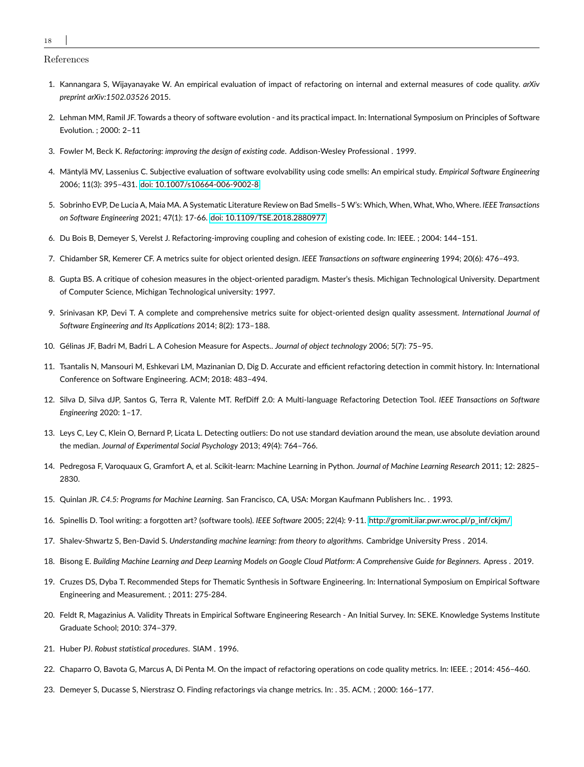References

1. Kannangara S, Wijayanayake W. An empirical evaluation of impact of refactoring on internal and external measures of code quality. *arXiv preprint arXiv:1502.03526* 2015.

2. Lehman MM, Ramil JF. Towards a theory of software evolution - and its practical impact. In: International Symposium on Principles of Software Evolution. ; 2000: 2–11

3. Fowler M, Beck K. *Refactoring: improving the design of existing code*. Addison-Wesley Professional . 1999.

4. Mäntylä MV, Lassenius C. Subjective evaluation of software evolvability using code smells: An empirical study. *Empirical Software Engineering* 2006; 11(3): 395–431. doi: 10.1007/s10664-006-9002-8

5. Sobrinho EVP, De Lucia A, Maia MA. A Systematic Literature Review on Bad Smells–5 W's: Which, When, What, Who, Where. *IEEE Transactions on Software Engineering* 2021; 47(1): 17-66. doi: 10.1109/TSE.2018.2880977

6. Du Bois B, Demeyer S, Verelst J. Refactoring-improving coupling and cohesion of existing code. In: IEEE. ; 2004: 144–151.

7. Chidamber SR, Kemerer CF. A metrics suite for object oriented design. *IEEE Transactions on software engineering* 1994; 20(6): 476–493.

8. Gupta BS. A critique of cohesion measures in the object-oriented paradigm. Master's thesis. Michigan Technological University. Department of Computer Science, Michigan Technological university: 1997.

9. Srinivasan KP, Devi T. A complete and comprehensive metrics suite for object-oriented design quality assessment. *International Journal of Software Engineering and Its Applications* 2014; 8(2): 173–188.

10. Gélinas JF, Badri M, Badri L. A Cohesion Measure for Aspects.. *Journal of object technology* 2006; 5(7): 75–95.

11. Tsantalis N, Mansouri M, Eshkevari LM, Mazinanian D, Dig D. Accurate and efficient refactoring detection in commit history. In: International Conference on Software Engineering. ACM; 2018: 483–494.

12. Silva D, Silva dJP, Santos G, Terra R, Valente MT. RefDiff 2.0: A Multi-language Refactoring Detection Tool. *IEEE Transactions on Software Engineering* 2020: 1–17.

13. Leys C, Ley C, Klein O, Bernard P, Licata L. Detecting outliers: Do not use standard deviation around the mean, use absolute deviation around the median. *Journal of Experimental Social Psychology* 2013; 49(4): 764–766.

14. Pedregosa F, Varoquaux G, Gramfort A, et al. Scikit-learn: Machine Learning in Python. *Journal of Machine Learning Research* 2011; 12: 2825–2830.

15. Quinlan JR. *C4.5: Programs for Machine Learning*. San Francisco, CA, USA: Morgan Kaufmann Publishers Inc. . 1993.

16. Spinellis D. Tool writing: a forgotten art? (software tools). *IEEE Software* 2005; 22(4): 9-11. http://gromit.iiar.pwr.wroc.pl/p_inf/ckjm/

17. Shalev-Shwartz S, Ben-David S. *Understanding machine learning: from theory to algorithms*. Cambridge University Press . 2014.

18. Bisong E. *Building Machine Learning and Deep Learning Models on Google Cloud Platform: A Comprehensive Guide for Beginners*. Apress . 2019.

19. Cruzes DS, Dyba T. Recommended Steps for Thematic Synthesis in Software Engineering. In: International Symposium on Empirical Software Engineering and Measurement. ; 2011: 275-284.

20. Feldt R, Magazinius A. Validity Threats in Empirical Software Engineering Research - An Initial Survey. In: SEKE. Knowledge Systems Institute Graduate School; 2010: 374–379.

21. Huber PJ. *Robust statistical procedures*. SIAM . 1996.

22. Chaparro O, Bavota G, Marcus A, Di Penta M. On the impact of refactoring operations on code quality metrics. In: IEEE. ; 2014: 456–460.

23. Demeyer S, Ducasse S, Nierstrasz O. Finding refactorings via change metrics. In: . 35. ACM. ; 2000: 166–177.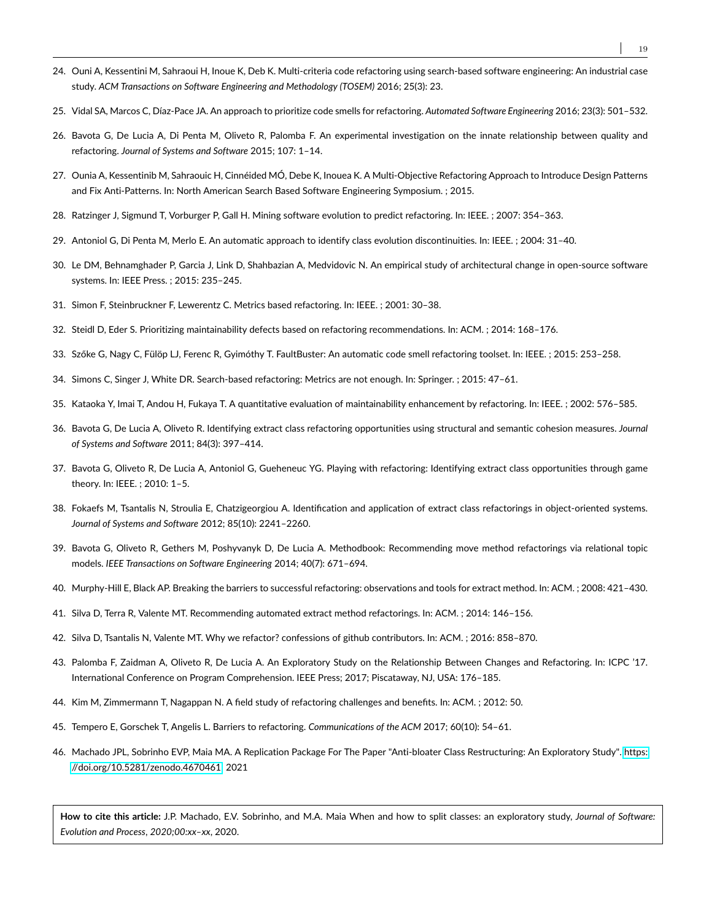24. Ouni A, Kessentini M, Sahraoui H, Inoue K, Deb K. Multi-criteria code refactoring using search-based software engineering: An industrial case study. *ACM Transactions on Software Engineering and Methodology (TOSEM)* 2016; 25(3): 23.

25. Vidal SA, Marcos C, Díaz-Pace JA. An approach to prioritize code smells for refactoring. *Automated Software Engineering* 2016; 23(3): 501–532.

26. Bavota G, De Lucia A, Di Penta M, Oliveto R, Palomba F. An experimental investigation on the innate relationship between quality and refactoring. *Journal of Systems and Software* 2015; 107: 1–14.

27. Ounia A, Kessentinib M, Sahraouic H, Cinnéided MÓ, Debe K, Inouea K. A Multi-Objective Refactoring Approach to Introduce Design Patterns and Fix Anti-Patterns. In: North American Search Based Software Engineering Symposium. ; 2015.

28. Ratzinger J, Sigmund T, Vorburger P, Gall H. Mining software evolution to predict refactoring. In: IEEE. ; 2007: 354–363.

29. Antoniol G, Di Penta M, Merlo E. An automatic approach to identify class evolution discontinuities. In: IEEE. ; 2004: 31–40.

30. Le DM, Behnamghader P, Garcia J, Link D, Shahbazian A, Medvidovic N. An empirical study of architectural change in open-source software systems. In: IEEE Press. ; 2015: 235–245.

31. Simon F, Steinbruckner F, Lewerentz C. Metrics based refactoring. In: IEEE. ; 2001: 30–38.

32. Steidl D, Eder S. Prioritizing maintainability defects based on refactoring recommendations. In: ACM. ; 2014: 168–176.

33. Szőke G, Nagy C, Fülöp LJ, Ferenc R, Gyimóthy T. FaultBuster: An automatic code smell refactoring toolset. In: IEEE. ; 2015: 253–258.

34. Simons C, Singer J, White DR. Search-based refactoring: Metrics are not enough. In: Springer. ; 2015: 47–61.

35. Kataoka Y, Imai T, Andou H, Fukaya T. A quantitative evaluation of maintainability enhancement by refactoring. In: IEEE. ; 2002: 576–585.

36. Bavota G, De Lucia A, Oliveto R. Identifying extract class refactoring opportunities using structural and semantic cohesion measures. *Journal of Systems and Software* 2011; 84(3): 397–414.

37. Bavota G, Oliveto R, De Lucia A, Antoniol G, Gueheneuc YG. Playing with refactoring: Identifying extract class opportunities through game theory. In: IEEE. ; 2010: 1–5.

38. Fokaefs M, Tsantalis N, Stroulia E, Chatzigeorgiou A. Identification and application of extract class refactorings in object-oriented systems. *Journal of Systems and Software* 2012; 85(10): 2241–2260.

39. Bavota G, Oliveto R, Gethers M, Poshyvanyk D, De Lucia A. Methodbook: Recommending move method refactorings via relational topic models. *IEEE Transactions on Software Engineering* 2014; 40(7): 671–694.

40. Murphy-Hill E, Black AP. Breaking the barriers to successful refactoring: observations and tools for extract method. In: ACM. ; 2008: 421–430.

41. Silva D, Terra R, Valente MT. Recommending automated extract method refactorings. In: ACM. ; 2014: 146–156.

42. Silva D, Tsantalis N, Valente MT. Why we refactor? confessions of github contributors. In: ACM. ; 2016: 858–870.

43. Palomba F, Zaidman A, Oliveto R, De Lucia A. An Exploratory Study on the Relationship Between Changes and Refactoring. In: ICPC '17. International Conference on Program Comprehension. IEEE Press; 2017; Piscataway, NJ, USA: 176–185.

44. Kim M, Zimmermann T, Nagappan N. A field study of refactoring challenges and benefits. In: ACM. ; 2012: 50.

45. Tempero E, Gorschek T, Angelis L. Barriers to refactoring. *Communications of the ACM* 2017; 60(10): 54–61.

46. Machado JPL, Sobrinho EVP, Maia MA. A Replication Package For The Paper "Anti-bloater Class Restructuring: An Exploratory Study". https://doi.org/10.5281/zenodo.4670461. 2021

**How to cite this article:** J.P. Machado, E.V. Sobrinho, and M.A. Maia When and how to split classes: an exploratory study, *Journal of Software: Evolution and Process*, *2020;00:xx–xx*, 2020.